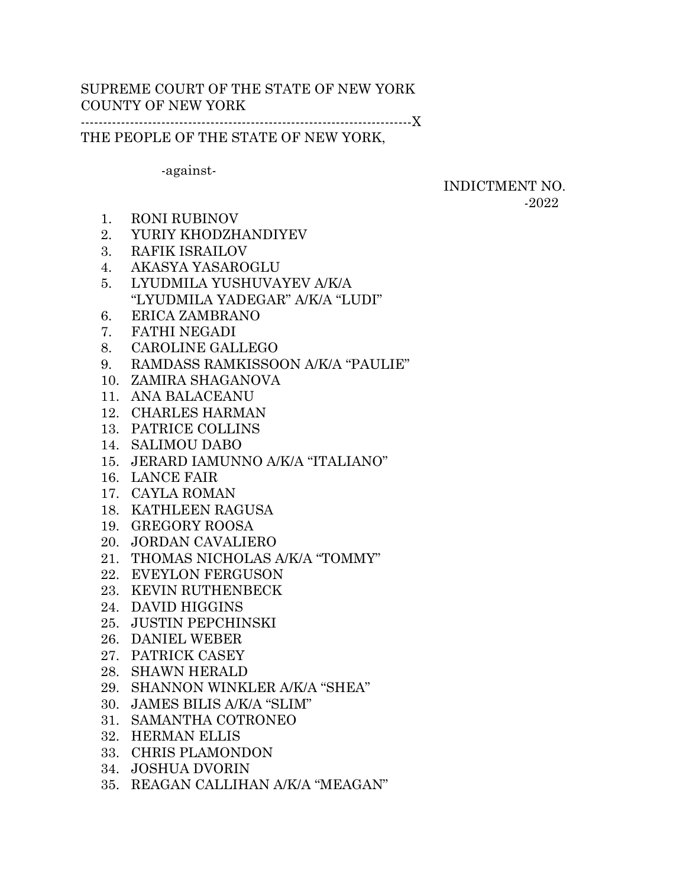SUPREME COURT OF THE STATE OF NEW YORK
COUNTY OF NEW YORK

------------------------------------------------------------------------X

THE PEOPLE OF THE STATE OF NEW YORK,

-against-

INDICTMENT NO.
-2022

1. RONI RUBINOV
2. YURIY KHODZHANDIYEV
3. RAFIK ISRAILOV
4. AKASYA YASAROGLU
5. LYUDMILA YUSHUVAYEV A/K/A "LYUDMILA YADEGAR" A/K/A "LUDI"
6. ERICA ZAMBRANO
7. FATHI NEGADI
8. CAROLINE GALLEGO
9. RAMDASS RAMKISSOON A/K/A "PAULIE"
10. ZAMIRA SHAGANOVA
11. ANA BALACEANU
12. CHARLES HARMAN
13. PATRICE COLLINS
14. SALIMOU DABO
15. JERARD IAMUNNO A/K/A "ITALIANO"
16. LANCE FAIR
17. CAYLA ROMAN
18. KATHLEEN RAGUSA
19. GREGORY ROOSA
20. JORDAN CAVALIERO
21. THOMAS NICHOLAS A/K/A "TOMMY"
22. EVEYLON FERGUSON
23. KEVIN RUTHENBECK
24. DAVID HIGGINS
25. JUSTIN PEPCHINSKI
26. DANIEL WEBER
27. PATRICK CASEY
28. SHAWN HERALD
29. SHANNON WINKLER A/K/A "SHEA"
30. JAMES BILIS A/K/A "SLIM"
31. SAMANTHA COTRONEO
32. HERMAN ELLIS
33. CHRIS PLAMONDON
34. JOSHUA DVORIN
35. REAGAN CALLIHAN A/K/A "MEAGAN"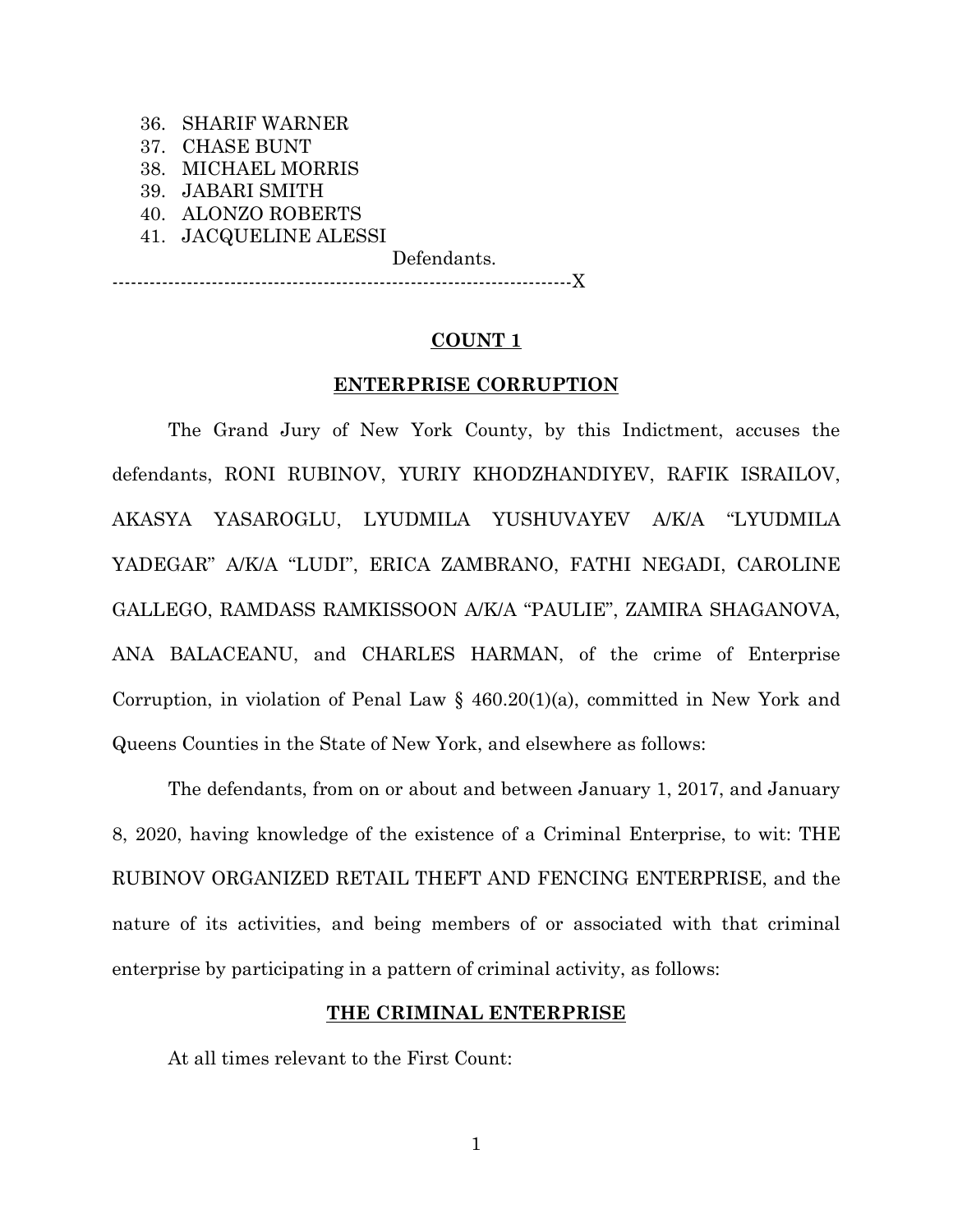36. SHARIF WARNER
37. CHASE BUNT
38. MICHAEL MORRIS
39. JABARI SMITH
40. ALONZO ROBERTS
41. JACQUELINE ALESSI

Defendants.

---------------------------------------------------------------------------X

**COUNT 1**

**ENTERPRISE CORRUPTION**

The Grand Jury of New York County, by this Indictment, accuses the defendants, RONI RUBINOV, YURIY KHODZHANDIYEV, RAFIK ISRAILOV, AKASYA YASAROGLU, LYUDMILA YUSHUVAYEV A/K/A "LYUDMILA YADEGAR" A/K/A "LUDI", ERICA ZAMBRANO, FATHI NEGADI, CAROLINE GALLEGO, RAMDASS RAMKISSOON A/K/A "PAULIE", ZAMIRA SHAGANOVA, ANA BALACEANU, and CHARLES HARMAN, of the crime of Enterprise Corruption, in violation of Penal Law § 460.20(1)(a), committed in New York and Queens Counties in the State of New York, and elsewhere as follows:

The defendants, from on or about and between January 1, 2017, and January 8, 2020, having knowledge of the existence of a Criminal Enterprise, to wit: THE RUBINOV ORGANIZED RETAIL THEFT AND FENCING ENTERPRISE, and the nature of its activities, and being members of or associated with that criminal enterprise by participating in a pattern of criminal activity, as follows:

**THE CRIMINAL ENTERPRISE**

At all times relevant to the First Count: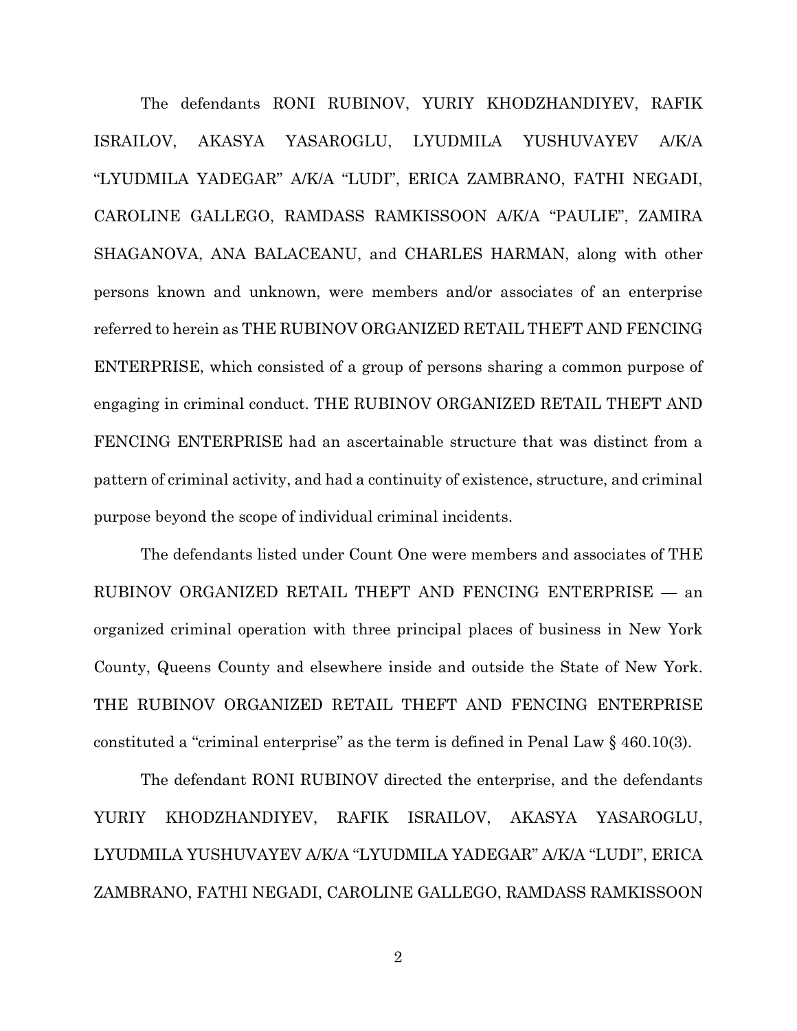The defendants RONI RUBINOV, YURIY KHODZHANDIYEV, RAFIK ISRAILOV, AKASYA YASAROGLU, LYUDMILA YUSHUVAYEV A/K/A "LYUDMILA YADEGAR" A/K/A "LUDI", ERICA ZAMBRANO, FATHI NEGADI, CAROLINE GALLEGO, RAMDASS RAMKISSOON A/K/A "PAULIE", ZAMIRA SHAGANOVA, ANA BALACEANU, and CHARLES HARMAN, along with other persons known and unknown, were members and/or associates of an enterprise referred to herein as THE RUBINOV ORGANIZED RETAIL THEFT AND FENCING ENTERPRISE, which consisted of a group of persons sharing a common purpose of engaging in criminal conduct. THE RUBINOV ORGANIZED RETAIL THEFT AND FENCING ENTERPRISE had an ascertainable structure that was distinct from a pattern of criminal activity, and had a continuity of existence, structure, and criminal purpose beyond the scope of individual criminal incidents.

The defendants listed under Count One were members and associates of THE RUBINOV ORGANIZED RETAIL THEFT AND FENCING ENTERPRISE — an organized criminal operation with three principal places of business in New York County, Queens County and elsewhere inside and outside the State of New York. THE RUBINOV ORGANIZED RETAIL THEFT AND FENCING ENTERPRISE constituted a "criminal enterprise" as the term is defined in Penal Law § 460.10(3).

The defendant RONI RUBINOV directed the enterprise, and the defendants YURIY KHODZHANDIYEV, RAFIK ISRAILOV, AKASYA YASAROGLU, LYUDMILA YUSHUVAYEV A/K/A "LYUDMILA YADEGAR" A/K/A "LUDI", ERICA ZAMBRANO, FATHI NEGADI, CAROLINE GALLEGO, RAMDASS RAMKISSOON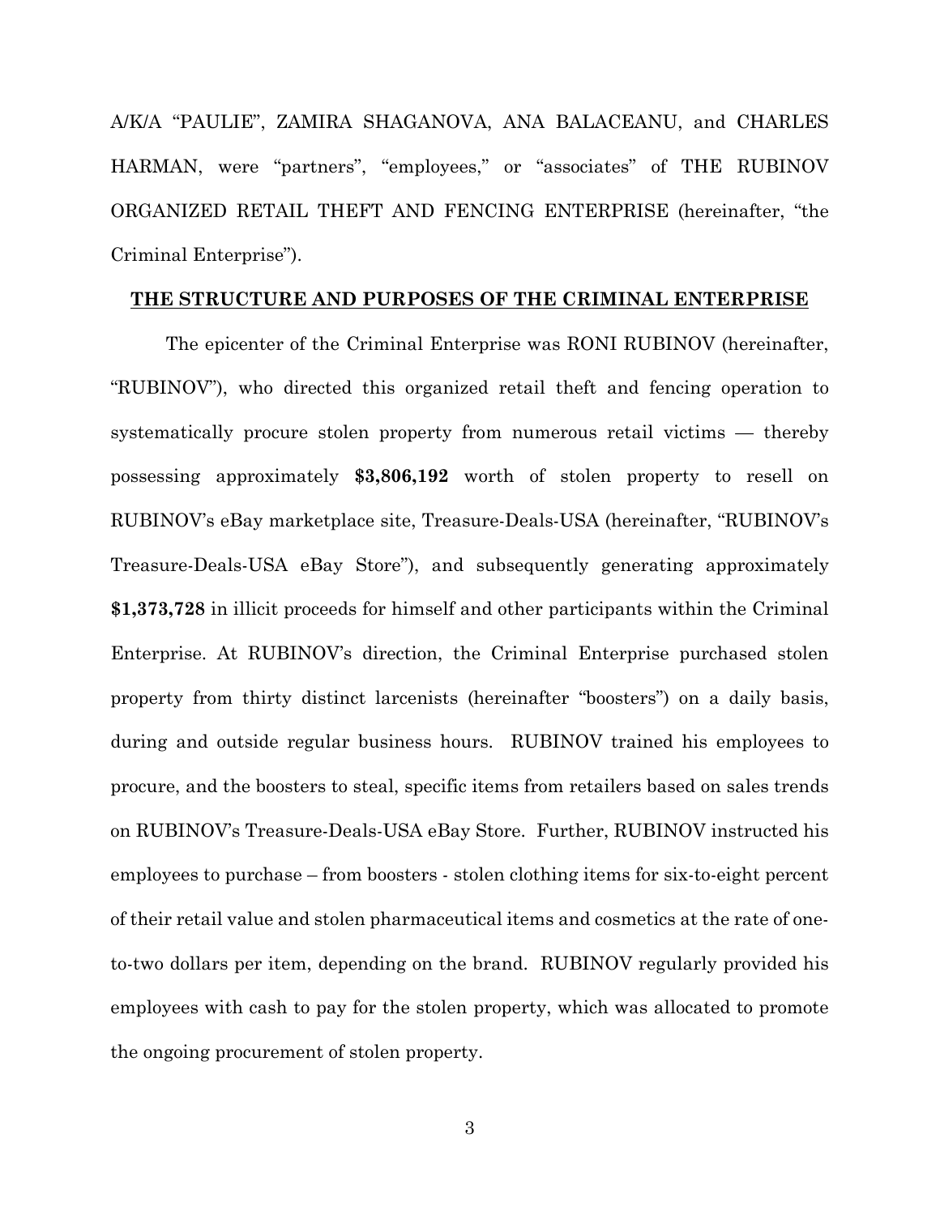A/K/A "PAULIE", ZAMIRA SHAGANOVA, ANA BALACEANU, and CHARLES HARMAN, were "partners", "employees," or "associates" of THE RUBINOV ORGANIZED RETAIL THEFT AND FENCING ENTERPRISE (hereinafter, "the Criminal Enterprise").

## THE STRUCTURE AND PURPOSES OF THE CRIMINAL ENTERPRISE

The epicenter of the Criminal Enterprise was RONI RUBINOV (hereinafter, "RUBINOV"), who directed this organized retail theft and fencing operation to systematically procure stolen property from numerous retail victims — thereby possessing approximately **$3,806,192** worth of stolen property to resell on RUBINOV's eBay marketplace site, Treasure-Deals-USA (hereinafter, "RUBINOV's Treasure-Deals-USA eBay Store"), and subsequently generating approximately **$1,373,728** in illicit proceeds for himself and other participants within the Criminal Enterprise. At RUBINOV's direction, the Criminal Enterprise purchased stolen property from thirty distinct larcenists (hereinafter "boosters") on a daily basis, during and outside regular business hours. RUBINOV trained his employees to procure, and the boosters to steal, specific items from retailers based on sales trends on RUBINOV's Treasure-Deals-USA eBay Store. Further, RUBINOV instructed his employees to purchase – from boosters - stolen clothing items for six-to-eight percent of their retail value and stolen pharmaceutical items and cosmetics at the rate of one-to-two dollars per item, depending on the brand. RUBINOV regularly provided his employees with cash to pay for the stolen property, which was allocated to promote the ongoing procurement of stolen property.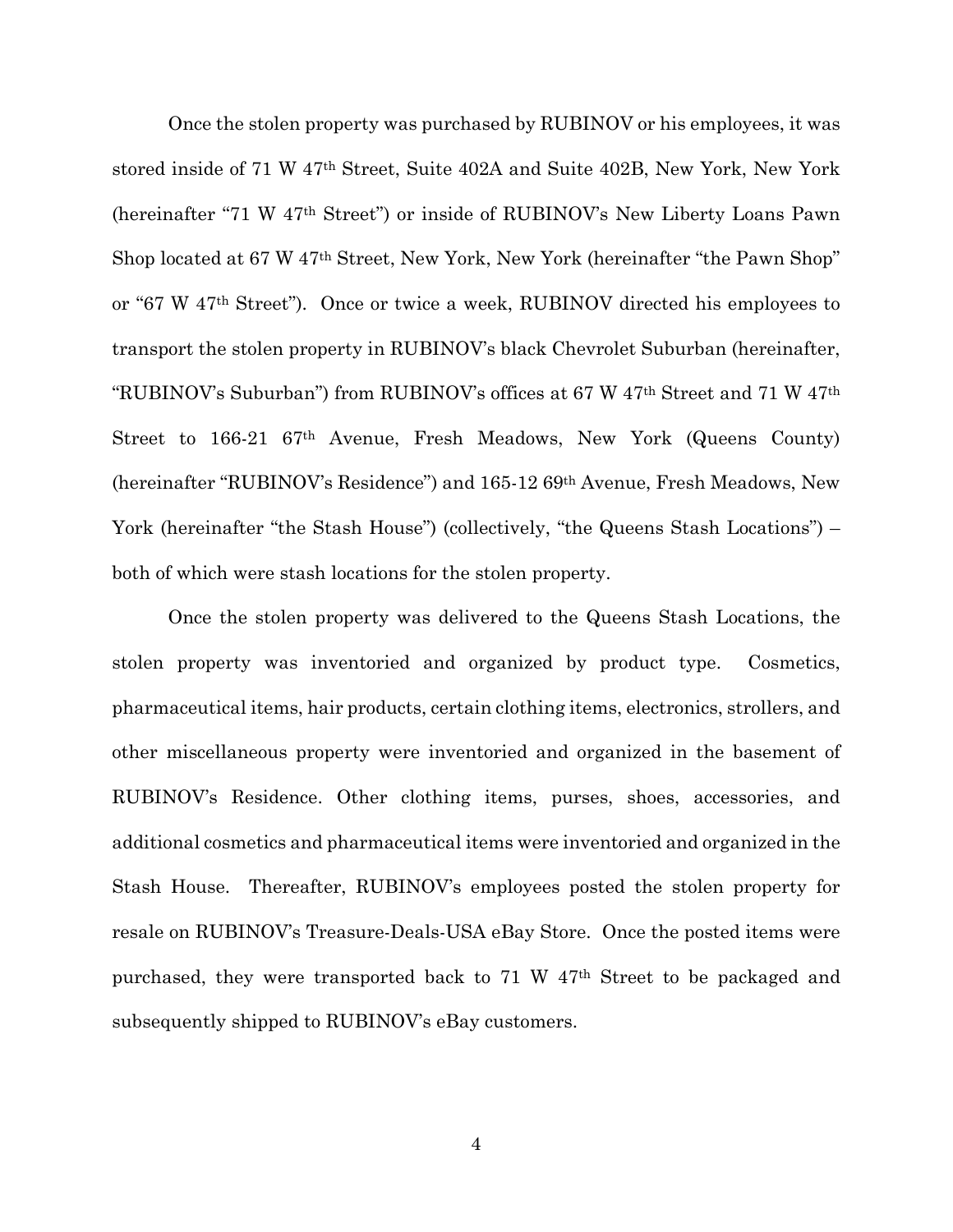Once the stolen property was purchased by RUBINOV or his employees, it was stored inside of 71 W 47th Street, Suite 402A and Suite 402B, New York, New York (hereinafter "71 W 47th Street") or inside of RUBINOV's New Liberty Loans Pawn Shop located at 67 W 47th Street, New York, New York (hereinafter "the Pawn Shop" or "67 W 47th Street"). Once or twice a week, RUBINOV directed his employees to transport the stolen property in RUBINOV's black Chevrolet Suburban (hereinafter, "RUBINOV's Suburban") from RUBINOV's offices at 67 W 47th Street and 71 W 47th Street to 166-21 67th Avenue, Fresh Meadows, New York (Queens County) (hereinafter "RUBINOV's Residence") and 165-12 69th Avenue, Fresh Meadows, New York (hereinafter "the Stash House") (collectively, "the Queens Stash Locations") – both of which were stash locations for the stolen property.

Once the stolen property was delivered to the Queens Stash Locations, the stolen property was inventoried and organized by product type. Cosmetics, pharmaceutical items, hair products, certain clothing items, electronics, strollers, and other miscellaneous property were inventoried and organized in the basement of RUBINOV's Residence. Other clothing items, purses, shoes, accessories, and additional cosmetics and pharmaceutical items were inventoried and organized in the Stash House. Thereafter, RUBINOV's employees posted the stolen property for resale on RUBINOV's Treasure-Deals-USA eBay Store. Once the posted items were purchased, they were transported back to 71 W 47th Street to be packaged and subsequently shipped to RUBINOV's eBay customers.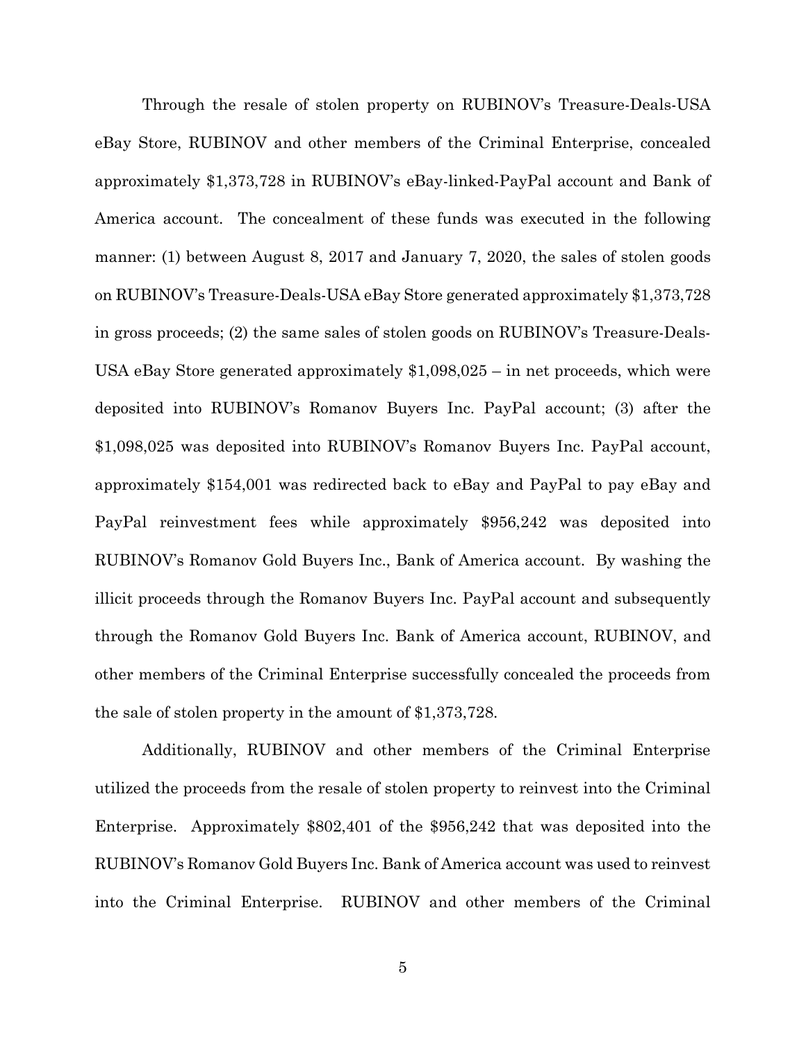Through the resale of stolen property on RUBINOV's Treasure-Deals-USA eBay Store, RUBINOV and other members of the Criminal Enterprise, concealed approximately $1,373,728 in RUBINOV's eBay-linked-PayPal account and Bank of America account. The concealment of these funds was executed in the following manner: (1) between August 8, 2017 and January 7, 2020, the sales of stolen goods on RUBINOV's Treasure-Deals-USA eBay Store generated approximately $1,373,728 in gross proceeds; (2) the same sales of stolen goods on RUBINOV's Treasure-Deals-USA eBay Store generated approximately $1,098,025 – in net proceeds, which were deposited into RUBINOV's Romanov Buyers Inc. PayPal account; (3) after the $1,098,025 was deposited into RUBINOV's Romanov Buyers Inc. PayPal account, approximately $154,001 was redirected back to eBay and PayPal to pay eBay and PayPal reinvestment fees while approximately $956,242 was deposited into RUBINOV's Romanov Gold Buyers Inc., Bank of America account. By washing the illicit proceeds through the Romanov Buyers Inc. PayPal account and subsequently through the Romanov Gold Buyers Inc. Bank of America account, RUBINOV, and other members of the Criminal Enterprise successfully concealed the proceeds from the sale of stolen property in the amount of $1,373,728.

Additionally, RUBINOV and other members of the Criminal Enterprise utilized the proceeds from the resale of stolen property to reinvest into the Criminal Enterprise. Approximately $802,401 of the $956,242 that was deposited into the RUBINOV's Romanov Gold Buyers Inc. Bank of America account was used to reinvest into the Criminal Enterprise. RUBINOV and other members of the Criminal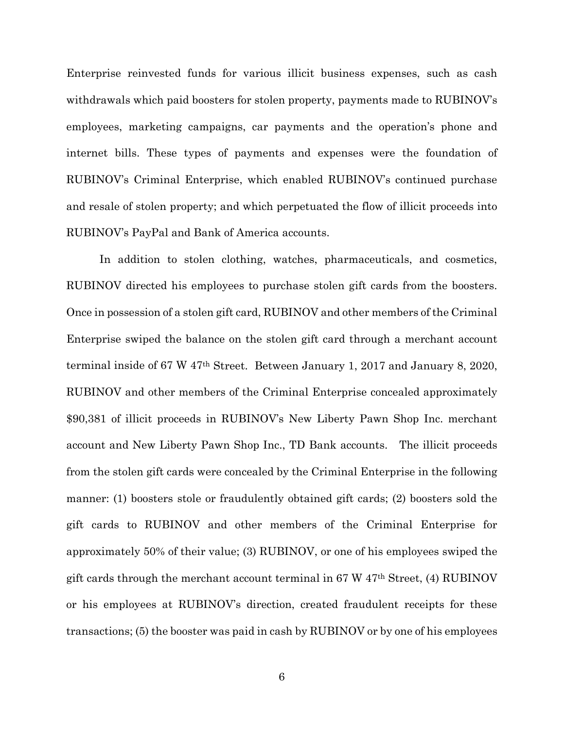Enterprise reinvested funds for various illicit business expenses, such as cash withdrawals which paid boosters for stolen property, payments made to RUBINOV's employees, marketing campaigns, car payments and the operation's phone and internet bills. These types of payments and expenses were the foundation of RUBINOV's Criminal Enterprise, which enabled RUBINOV's continued purchase and resale of stolen property; and which perpetuated the flow of illicit proceeds into RUBINOV's PayPal and Bank of America accounts.

In addition to stolen clothing, watches, pharmaceuticals, and cosmetics, RUBINOV directed his employees to purchase stolen gift cards from the boosters. Once in possession of a stolen gift card, RUBINOV and other members of the Criminal Enterprise swiped the balance on the stolen gift card through a merchant account terminal inside of 67 W 47th Street. Between January 1, 2017 and January 8, 2020, RUBINOV and other members of the Criminal Enterprise concealed approximately $90,381 of illicit proceeds in RUBINOV's New Liberty Pawn Shop Inc. merchant account and New Liberty Pawn Shop Inc., TD Bank accounts. The illicit proceeds from the stolen gift cards were concealed by the Criminal Enterprise in the following manner: (1) boosters stole or fraudulently obtained gift cards; (2) boosters sold the gift cards to RUBINOV and other members of the Criminal Enterprise for approximately 50% of their value; (3) RUBINOV, or one of his employees swiped the gift cards through the merchant account terminal in 67 W 47th Street, (4) RUBINOV or his employees at RUBINOV's direction, created fraudulent receipts for these transactions; (5) the booster was paid in cash by RUBINOV or by one of his employees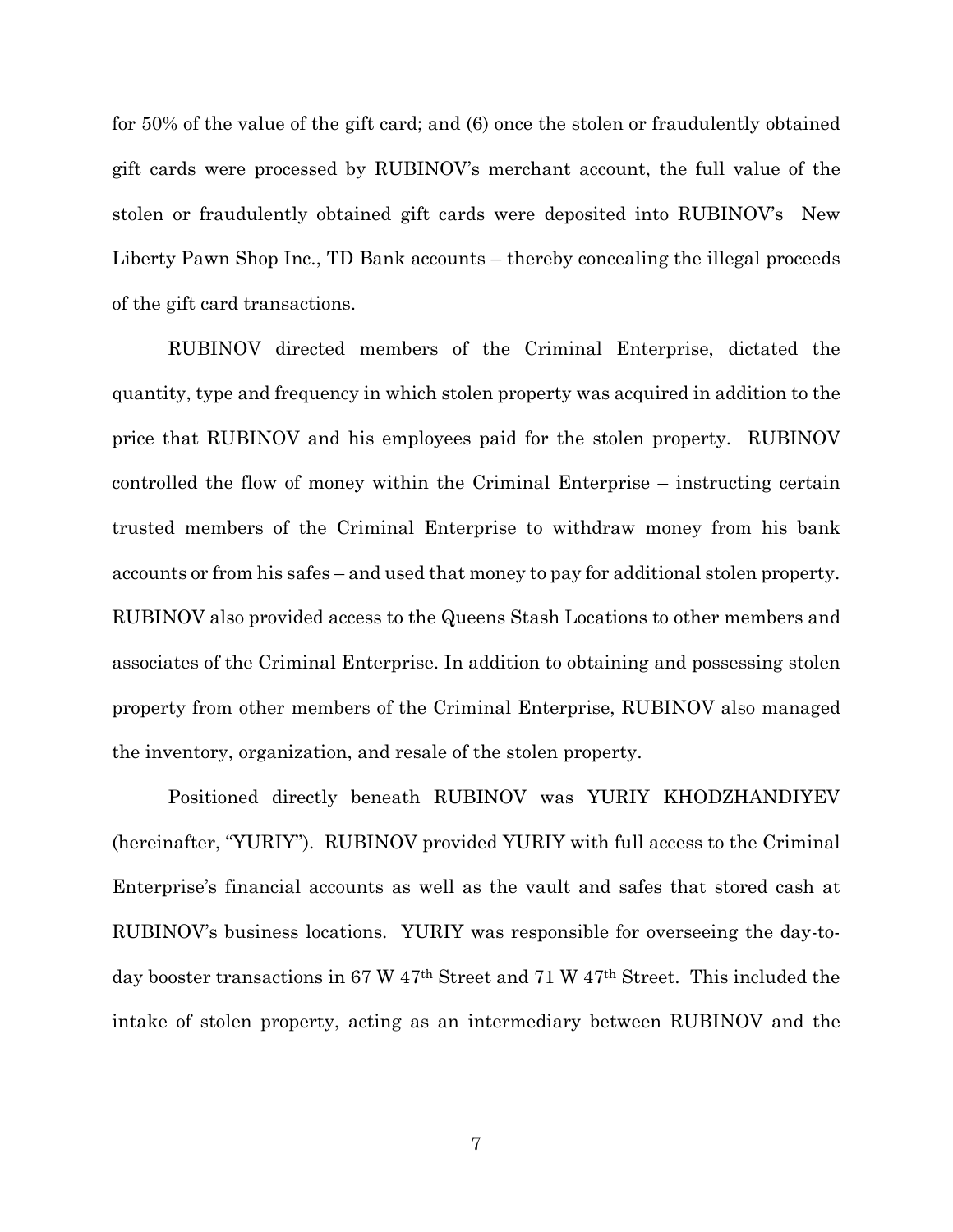for 50% of the value of the gift card; and (6) once the stolen or fraudulently obtained gift cards were processed by RUBINOV's merchant account, the full value of the stolen or fraudulently obtained gift cards were deposited into RUBINOV's New Liberty Pawn Shop Inc., TD Bank accounts – thereby concealing the illegal proceeds of the gift card transactions.

RUBINOV directed members of the Criminal Enterprise, dictated the quantity, type and frequency in which stolen property was acquired in addition to the price that RUBINOV and his employees paid for the stolen property. RUBINOV controlled the flow of money within the Criminal Enterprise – instructing certain trusted members of the Criminal Enterprise to withdraw money from his bank accounts or from his safes – and used that money to pay for additional stolen property. RUBINOV also provided access to the Queens Stash Locations to other members and associates of the Criminal Enterprise. In addition to obtaining and possessing stolen property from other members of the Criminal Enterprise, RUBINOV also managed the inventory, organization, and resale of the stolen property.

Positioned directly beneath RUBINOV was YURIY KHODZHANDIYEV (hereinafter, "YURIY"). RUBINOV provided YURIY with full access to the Criminal Enterprise's financial accounts as well as the vault and safes that stored cash at RUBINOV's business locations. YURIY was responsible for overseeing the day-to-day booster transactions in 67 W 47th Street and 71 W 47th Street. This included the intake of stolen property, acting as an intermediary between RUBINOV and the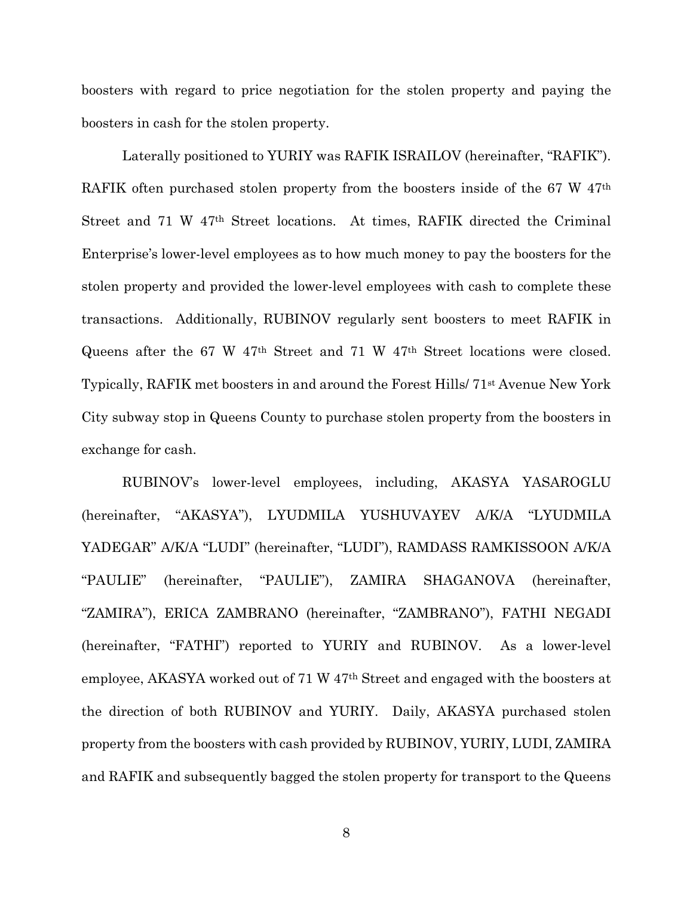boosters with regard to price negotiation for the stolen property and paying the boosters in cash for the stolen property.

Laterally positioned to YURIY was RAFIK ISRAILOV (hereinafter, "RAFIK"). RAFIK often purchased stolen property from the boosters inside of the 67 W 47th Street and 71 W 47th Street locations. At times, RAFIK directed the Criminal Enterprise's lower-level employees as to how much money to pay the boosters for the stolen property and provided the lower-level employees with cash to complete these transactions. Additionally, RUBINOV regularly sent boosters to meet RAFIK in Queens after the 67 W 47th Street and 71 W 47th Street locations were closed. Typically, RAFIK met boosters in and around the Forest Hills/ 71st Avenue New York City subway stop in Queens County to purchase stolen property from the boosters in exchange for cash.

RUBINOV's lower-level employees, including, AKASYA YASAROGLU (hereinafter, "AKASYA"), LYUDMILA YUSHUVAYEV A/K/A "LYUDMILA YADEGAR" A/K/A "LUDI" (hereinafter, "LUDI"), RAMDASS RAMKISSOON A/K/A "PAULIE" (hereinafter, "PAULIE"), ZAMIRA SHAGANOVA (hereinafter, "ZAMIRA"), ERICA ZAMBRANO (hereinafter, "ZAMBRANO"), FATHI NEGADI (hereinafter, "FATHI") reported to YURIY and RUBINOV. As a lower-level employee, AKASYA worked out of 71 W 47th Street and engaged with the boosters at the direction of both RUBINOV and YURIY. Daily, AKASYA purchased stolen property from the boosters with cash provided by RUBINOV, YURIY, LUDI, ZAMIRA and RAFIK and subsequently bagged the stolen property for transport to the Queens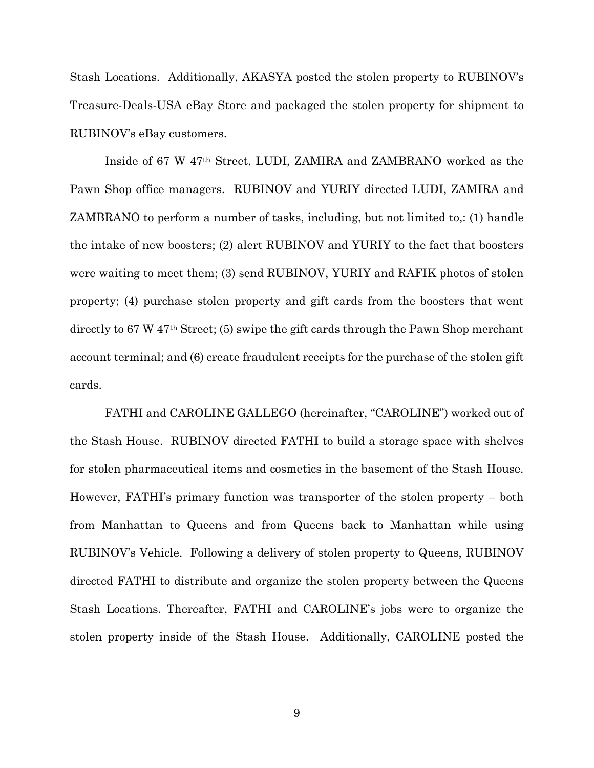Stash Locations. Additionally, AKASYA posted the stolen property to RUBINOV's Treasure-Deals-USA eBay Store and packaged the stolen property for shipment to RUBINOV's eBay customers.

Inside of 67 W 47th Street, LUDI, ZAMIRA and ZAMBRANO worked as the Pawn Shop office managers. RUBINOV and YURIY directed LUDI, ZAMIRA and ZAMBRANO to perform a number of tasks, including, but not limited to,: (1) handle the intake of new boosters; (2) alert RUBINOV and YURIY to the fact that boosters were waiting to meet them; (3) send RUBINOV, YURIY and RAFIK photos of stolen property; (4) purchase stolen property and gift cards from the boosters that went directly to 67 W 47th Street; (5) swipe the gift cards through the Pawn Shop merchant account terminal; and (6) create fraudulent receipts for the purchase of the stolen gift cards.

FATHI and CAROLINE GALLEGO (hereinafter, "CAROLINE") worked out of the Stash House. RUBINOV directed FATHI to build a storage space with shelves for stolen pharmaceutical items and cosmetics in the basement of the Stash House. However, FATHI's primary function was transporter of the stolen property – both from Manhattan to Queens and from Queens back to Manhattan while using RUBINOV's Vehicle. Following a delivery of stolen property to Queens, RUBINOV directed FATHI to distribute and organize the stolen property between the Queens Stash Locations. Thereafter, FATHI and CAROLINE's jobs were to organize the stolen property inside of the Stash House. Additionally, CAROLINE posted the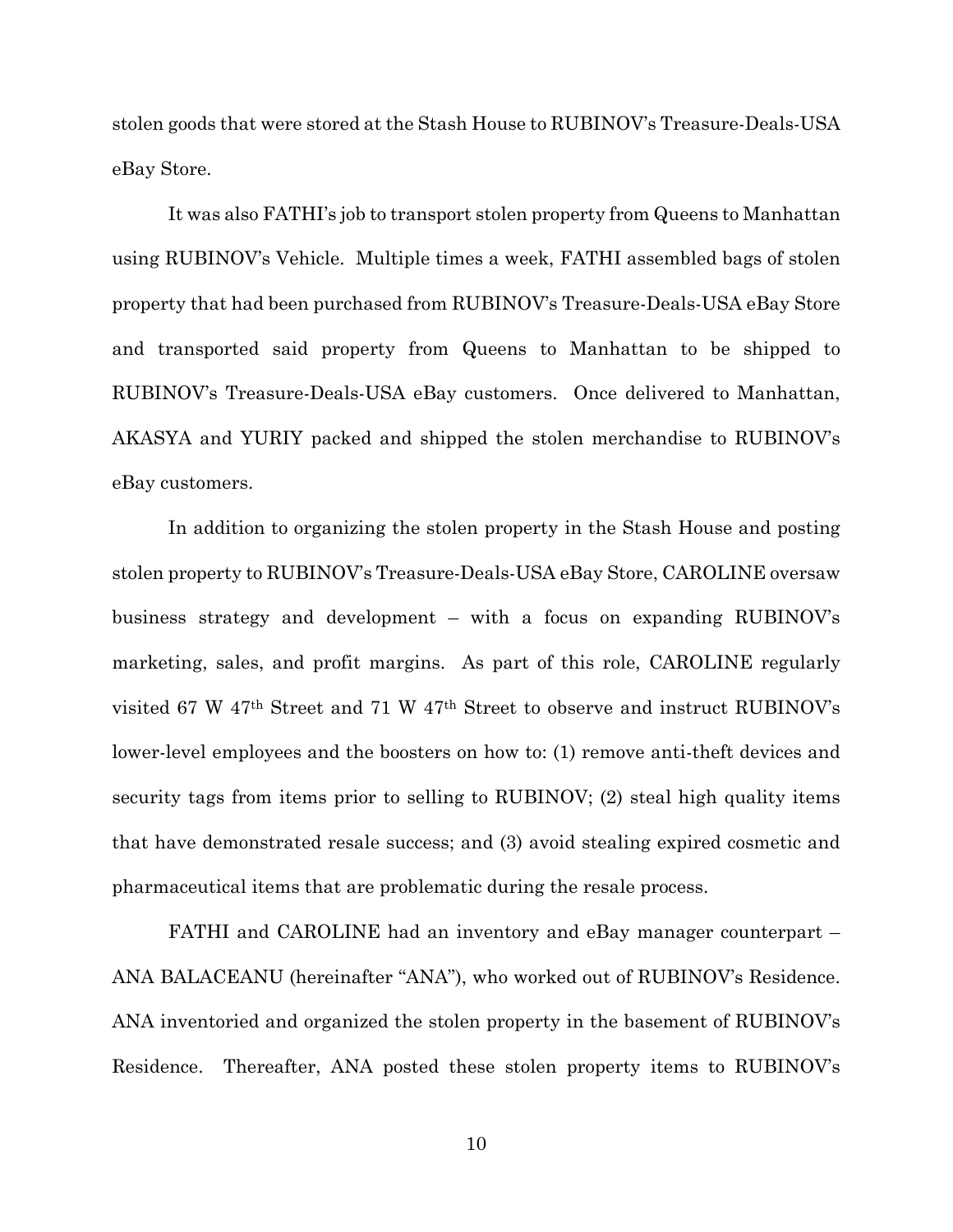stolen goods that were stored at the Stash House to RUBINOV's Treasure-Deals-USA eBay Store.

It was also FATHI's job to transport stolen property from Queens to Manhattan using RUBINOV's Vehicle. Multiple times a week, FATHI assembled bags of stolen property that had been purchased from RUBINOV's Treasure-Deals-USA eBay Store and transported said property from Queens to Manhattan to be shipped to RUBINOV's Treasure-Deals-USA eBay customers. Once delivered to Manhattan, AKASYA and YURIY packed and shipped the stolen merchandise to RUBINOV's eBay customers.

In addition to organizing the stolen property in the Stash House and posting stolen property to RUBINOV's Treasure-Deals-USA eBay Store, CAROLINE oversaw business strategy and development – with a focus on expanding RUBINOV's marketing, sales, and profit margins. As part of this role, CAROLINE regularly visited 67 W 47th Street and 71 W 47th Street to observe and instruct RUBINOV's lower-level employees and the boosters on how to: (1) remove anti-theft devices and security tags from items prior to selling to RUBINOV; (2) steal high quality items that have demonstrated resale success; and (3) avoid stealing expired cosmetic and pharmaceutical items that are problematic during the resale process.

FATHI and CAROLINE had an inventory and eBay manager counterpart – ANA BALACEANU (hereinafter "ANA"), who worked out of RUBINOV's Residence. ANA inventoried and organized the stolen property in the basement of RUBINOV's Residence. Thereafter, ANA posted these stolen property items to RUBINOV's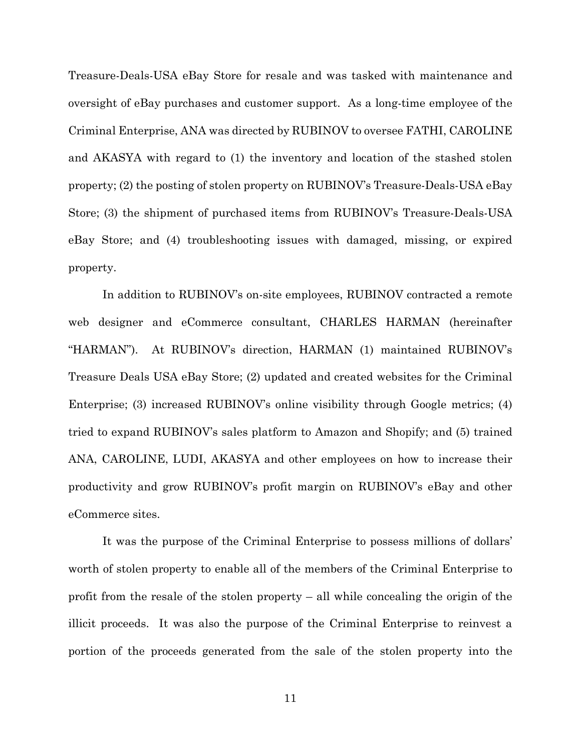Treasure-Deals-USA eBay Store for resale and was tasked with maintenance and oversight of eBay purchases and customer support. As a long-time employee of the Criminal Enterprise, ANA was directed by RUBINOV to oversee FATHI, CAROLINE and AKASYA with regard to (1) the inventory and location of the stashed stolen property; (2) the posting of stolen property on RUBINOV's Treasure-Deals-USA eBay Store; (3) the shipment of purchased items from RUBINOV's Treasure-Deals-USA eBay Store; and (4) troubleshooting issues with damaged, missing, or expired property.

In addition to RUBINOV's on-site employees, RUBINOV contracted a remote web designer and eCommerce consultant, CHARLES HARMAN (hereinafter "HARMAN"). At RUBINOV's direction, HARMAN (1) maintained RUBINOV's Treasure Deals USA eBay Store; (2) updated and created websites for the Criminal Enterprise; (3) increased RUBINOV's online visibility through Google metrics; (4) tried to expand RUBINOV's sales platform to Amazon and Shopify; and (5) trained ANA, CAROLINE, LUDI, AKASYA and other employees on how to increase their productivity and grow RUBINOV's profit margin on RUBINOV's eBay and other eCommerce sites.

It was the purpose of the Criminal Enterprise to possess millions of dollars' worth of stolen property to enable all of the members of the Criminal Enterprise to profit from the resale of the stolen property – all while concealing the origin of the illicit proceeds. It was also the purpose of the Criminal Enterprise to reinvest a portion of the proceeds generated from the sale of the stolen property into the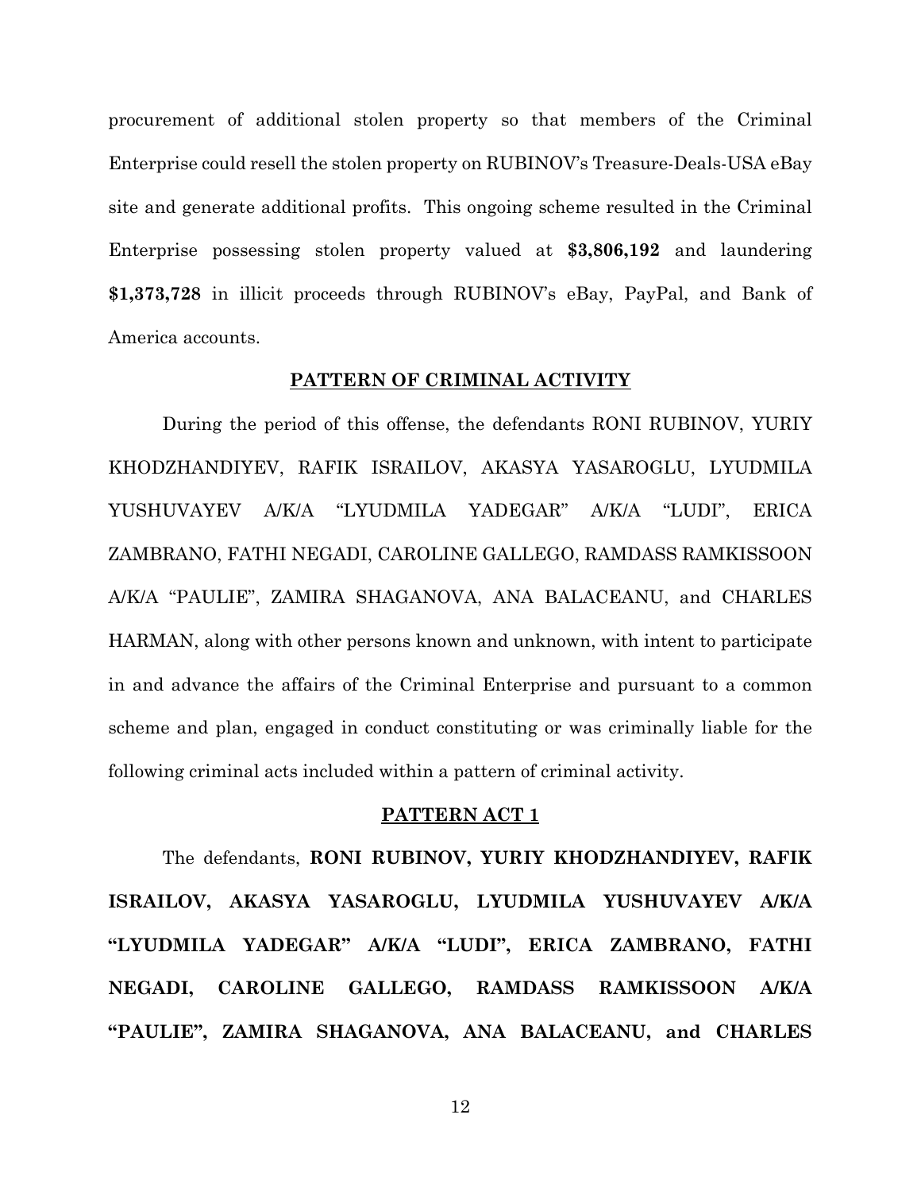procurement of additional stolen property so that members of the Criminal Enterprise could resell the stolen property on RUBINOV's Treasure-Deals-USA eBay site and generate additional profits. This ongoing scheme resulted in the Criminal Enterprise possessing stolen property valued at **$3,806,192** and laundering **$1,373,728** in illicit proceeds through RUBINOV's eBay, PayPal, and Bank of America accounts.

**PATTERN OF CRIMINAL ACTIVITY**

During the period of this offense, the defendants RONI RUBINOV, YURIY KHODZHANDIYEV, RAFIK ISRAILOV, AKASYA YASAROGLU, LYUDMILA YUSHUVAYEV A/K/A "LYUDMILA YADEGAR" A/K/A "LUDI", ERICA ZAMBRANO, FATHI NEGADI, CAROLINE GALLEGO, RAMDASS RAMKISSOON A/K/A "PAULIE", ZAMIRA SHAGANOVA, ANA BALACEANU, and CHARLES HARMAN, along with other persons known and unknown, with intent to participate in and advance the affairs of the Criminal Enterprise and pursuant to a common scheme and plan, engaged in conduct constituting or was criminally liable for the following criminal acts included within a pattern of criminal activity.

**PATTERN ACT 1**

The defendants, **RONI RUBINOV, YURIY KHODZHANDIYEV, RAFIK ISRAILOV, AKASYA YASAROGLU, LYUDMILA YUSHUVAYEV A/K/A "LYUDMILA YADEGAR" A/K/A "LUDI", ERICA ZAMBRANO, FATHI NEGADI, CAROLINE GALLEGO, RAMDASS RAMKISSOON A/K/A "PAULIE", ZAMIRA SHAGANOVA, ANA BALACEANU, and CHARLES**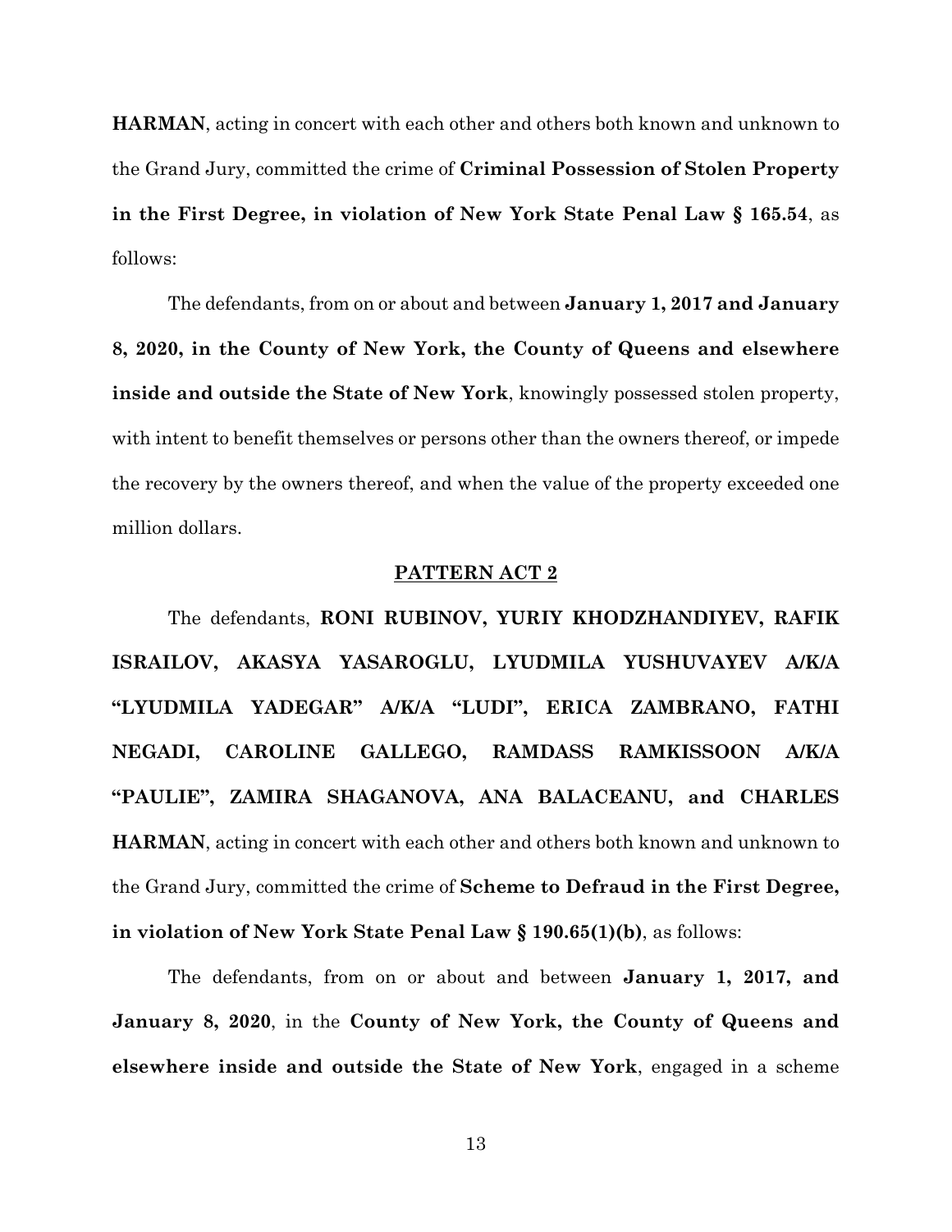**HARMAN**, acting in concert with each other and others both known and unknown to the Grand Jury, committed the crime of **Criminal Possession of Stolen Property in the First Degree, in violation of New York State Penal Law § 165.54**, as follows:

The defendants, from on or about and between **January 1, 2017 and January 8, 2020, in the County of New York, the County of Queens and elsewhere inside and outside the State of New York**, knowingly possessed stolen property, with intent to benefit themselves or persons other than the owners thereof, or impede the recovery by the owners thereof, and when the value of the property exceeded one million dollars.

**PATTERN ACT 2**

The defendants, **RONI RUBINOV, YURIY KHODZHANDIYEV, RAFIK ISRAILOV, AKASYA YASAROGLU, LYUDMILA YUSHUVAYEV A/K/A "LYUDMILA YADEGAR" A/K/A "LUDI", ERICA ZAMBRANO, FATHI NEGADI, CAROLINE GALLEGO, RAMDASS RAMKISSOON A/K/A "PAULIE", ZAMIRA SHAGANOVA, ANA BALACEANU, and CHARLES HARMAN**, acting in concert with each other and others both known and unknown to the Grand Jury, committed the crime of **Scheme to Defraud in the First Degree, in violation of New York State Penal Law § 190.65(1)(b)**, as follows:

The defendants, from on or about and between **January 1, 2017, and January 8, 2020**, in the **County of New York, the County of Queens and elsewhere inside and outside the State of New York**, engaged in a scheme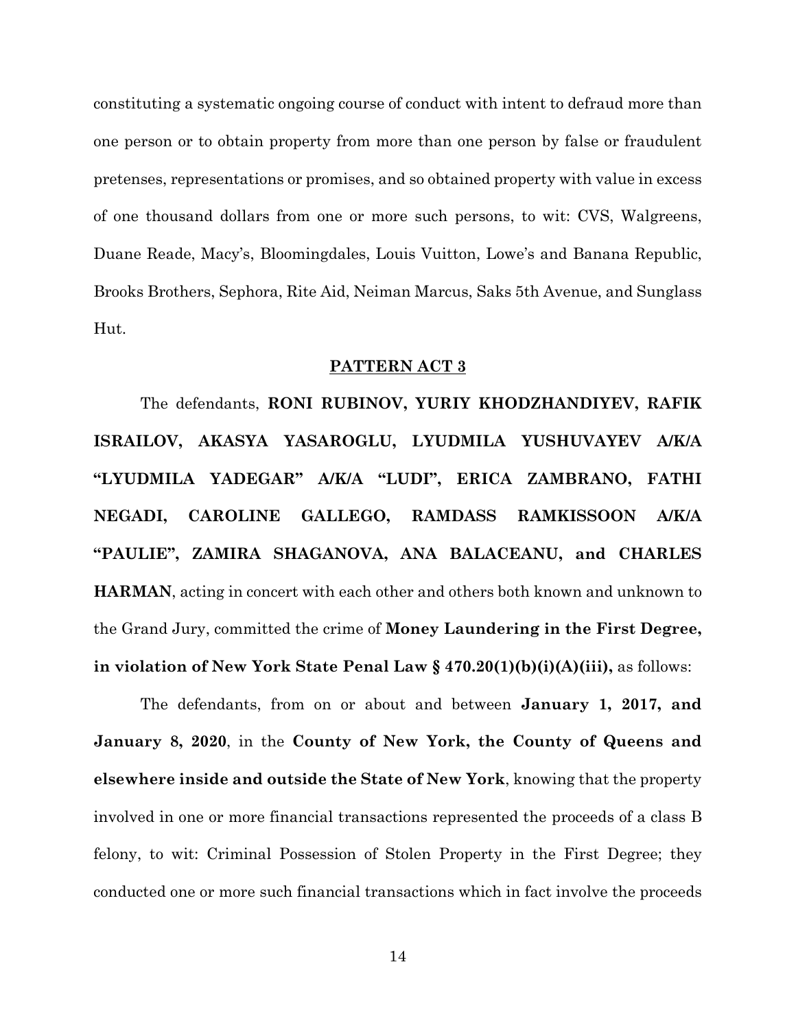constituting a systematic ongoing course of conduct with intent to defraud more than one person or to obtain property from more than one person by false or fraudulent pretenses, representations or promises, and so obtained property with value in excess of one thousand dollars from one or more such persons, to wit: CVS, Walgreens, Duane Reade, Macy's, Bloomingdales, Louis Vuitton, Lowe's and Banana Republic, Brooks Brothers, Sephora, Rite Aid, Neiman Marcus, Saks 5th Avenue, and Sunglass Hut.

**PATTERN ACT 3**

The defendants, **RONI RUBINOV, YURIY KHODZHANDIYEV, RAFIK ISRAILOV, AKASYA YASAROGLU, LYUDMILA YUSHUVAYEV A/K/A "LYUDMILA YADEGAR" A/K/A "LUDI", ERICA ZAMBRANO, FATHI NEGADI, CAROLINE GALLEGO, RAMDASS RAMKISSOON A/K/A "PAULIE", ZAMIRA SHAGANOVA, ANA BALACEANU, and CHARLES HARMAN**, acting in concert with each other and others both known and unknown to the Grand Jury, committed the crime of **Money Laundering in the First Degree, in violation of New York State Penal Law § 470.20(1)(b)(i)(A)(iii),** as follows:

The defendants, from on or about and between **January 1, 2017, and January 8, 2020**, in the **County of New York, the County of Queens and elsewhere inside and outside the State of New York**, knowing that the property involved in one or more financial transactions represented the proceeds of a class B felony, to wit: Criminal Possession of Stolen Property in the First Degree; they conducted one or more such financial transactions which in fact involve the proceeds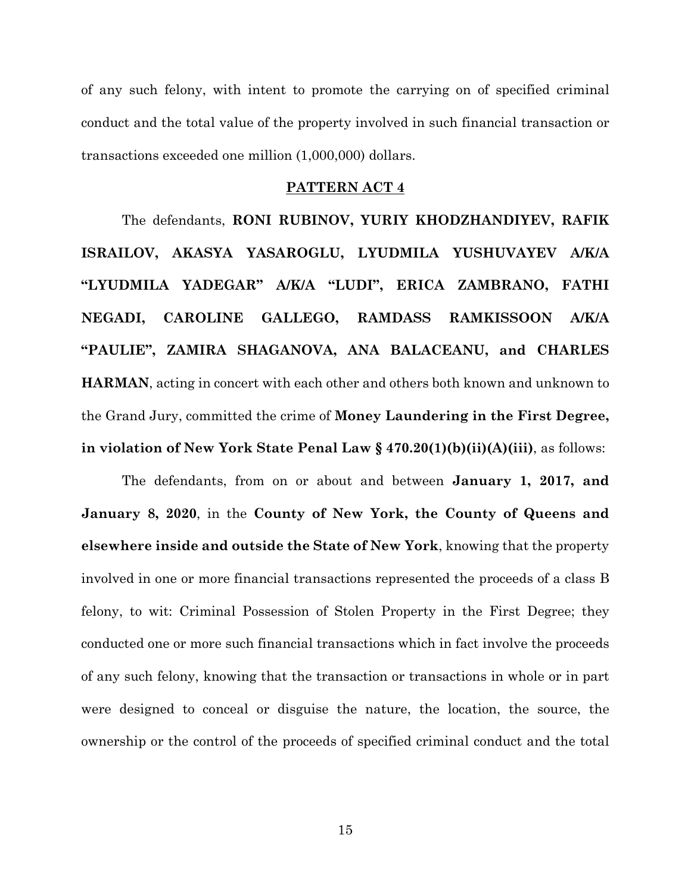of any such felony, with intent to promote the carrying on of specified criminal conduct and the total value of the property involved in such financial transaction or transactions exceeded one million (1,000,000) dollars.

**PATTERN ACT 4**

The defendants, **RONI RUBINOV, YURIY KHODZHANDIYEV, RAFIK ISRAILOV, AKASYA YASAROGLU, LYUDMILA YUSHUVAYEV A/K/A "LYUDMILA YADEGAR" A/K/A "LUDI", ERICA ZAMBRANO, FATHI NEGADI, CAROLINE GALLEGO, RAMDASS RAMKISSOON A/K/A "PAULIE", ZAMIRA SHAGANOVA, ANA BALACEANU, and CHARLES HARMAN**, acting in concert with each other and others both known and unknown to the Grand Jury, committed the crime of **Money Laundering in the First Degree, in violation of New York State Penal Law § 470.20(1)(b)(ii)(A)(iii)**, as follows:

The defendants, from on or about and between **January 1, 2017, and January 8, 2020**, in the **County of New York, the County of Queens and elsewhere inside and outside the State of New York**, knowing that the property involved in one or more financial transactions represented the proceeds of a class B felony, to wit: Criminal Possession of Stolen Property in the First Degree; they conducted one or more such financial transactions which in fact involve the proceeds of any such felony, knowing that the transaction or transactions in whole or in part were designed to conceal or disguise the nature, the location, the source, the ownership or the control of the proceeds of specified criminal conduct and the total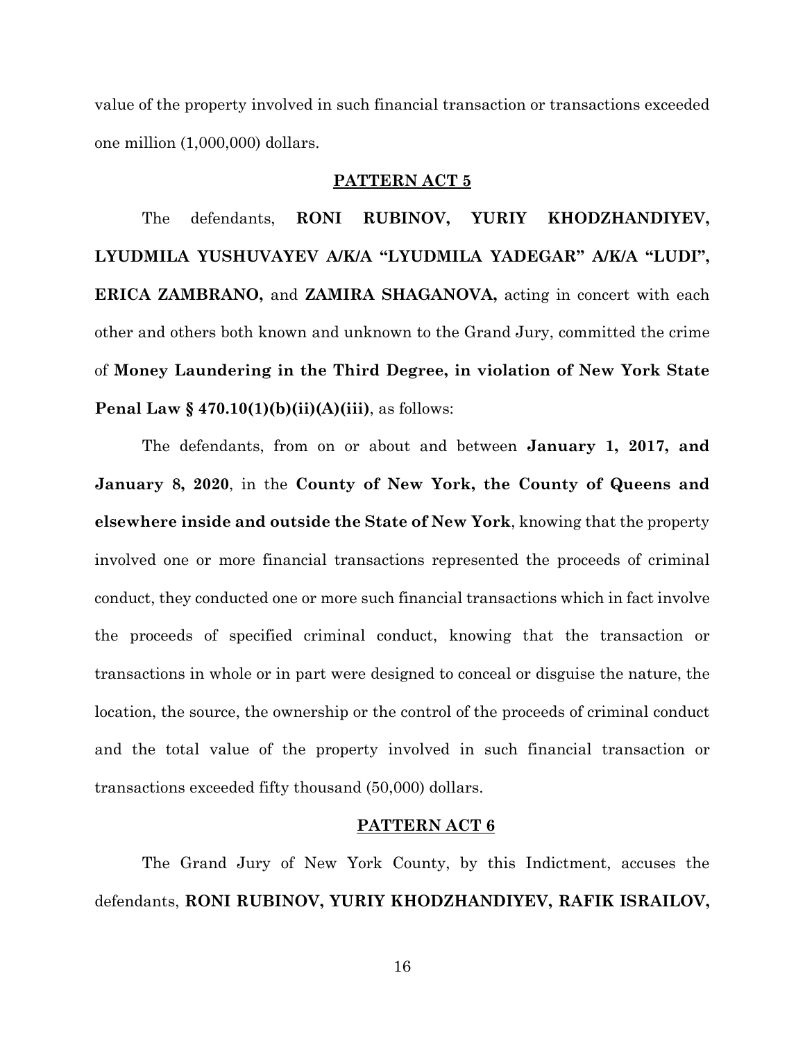value of the property involved in such financial transaction or transactions exceeded one million (1,000,000) dollars.

**PATTERN ACT 5**

The defendants, **RONI RUBINOV, YURIY KHODZHANDIYEV, LYUDMILA YUSHUVAYEV A/K/A "LYUDMILA YADEGAR" A/K/A "LUDI", ERICA ZAMBRANO,** and **ZAMIRA SHAGANOVA,** acting in concert with each other and others both known and unknown to the Grand Jury, committed the crime of **Money Laundering in the Third Degree, in violation of New York State Penal Law § 470.10(1)(b)(ii)(A)(iii)**, as follows:

The defendants, from on or about and between **January 1, 2017, and January 8, 2020**, in the **County of New York, the County of Queens and elsewhere inside and outside the State of New York**, knowing that the property involved one or more financial transactions represented the proceeds of criminal conduct, they conducted one or more such financial transactions which in fact involve the proceeds of specified criminal conduct, knowing that the transaction or transactions in whole or in part were designed to conceal or disguise the nature, the location, the source, the ownership or the control of the proceeds of criminal conduct and the total value of the property involved in such financial transaction or transactions exceeded fifty thousand (50,000) dollars.

**PATTERN ACT 6**

The Grand Jury of New York County, by this Indictment, accuses the defendants, **RONI RUBINOV, YURIY KHODZHANDIYEV, RAFIK ISRAILOV,**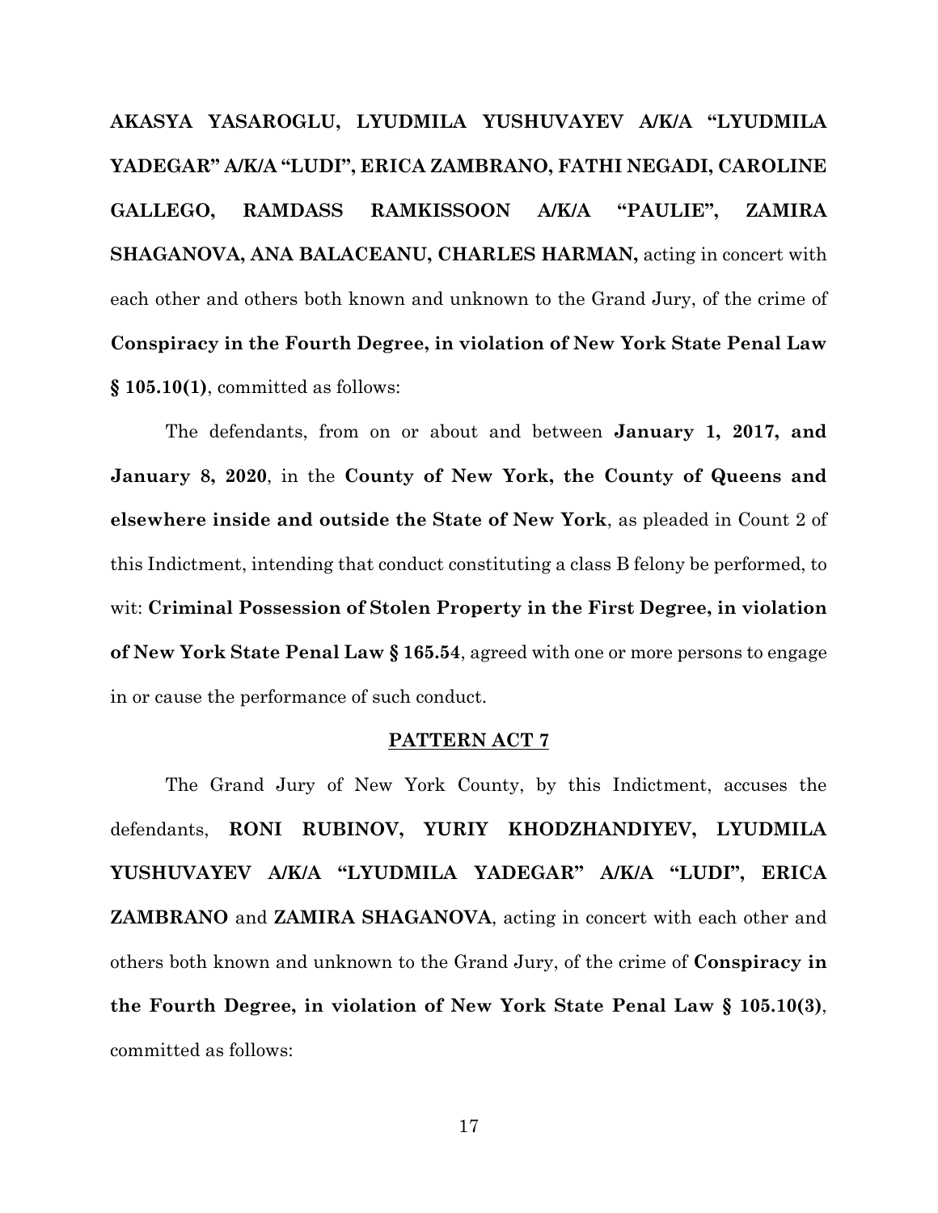**AKASYA YASAROGLU, LYUDMILA YUSHUVAYEV A/K/A "LYUDMILA YADEGAR" A/K/A "LUDI", ERICA ZAMBRANO, FATHI NEGADI, CAROLINE GALLEGO, RAMDASS RAMKISSOON A/K/A "PAULIE", ZAMIRA SHAGANOVA, ANA BALACEANU, CHARLES HARMAN,** acting in concert with each other and others both known and unknown to the Grand Jury, of the crime of **Conspiracy in the Fourth Degree, in violation of New York State Penal Law § 105.10(1)**, committed as follows:

The defendants, from on or about and between **January 1, 2017, and January 8, 2020**, in the **County of New York, the County of Queens and elsewhere inside and outside the State of New York**, as pleaded in Count 2 of this Indictment, intending that conduct constituting a class B felony be performed, to wit: **Criminal Possession of Stolen Property in the First Degree, in violation of New York State Penal Law § 165.54**, agreed with one or more persons to engage in or cause the performance of such conduct.

## PATTERN ACT 7

The Grand Jury of New York County, by this Indictment, accuses the defendants, **RONI RUBINOV, YURIY KHODZHANDIYEV, LYUDMILA YUSHUVAYEV A/K/A "LYUDMILA YADEGAR" A/K/A "LUDI", ERICA ZAMBRANO** and **ZAMIRA SHAGANOVA**, acting in concert with each other and others both known and unknown to the Grand Jury, of the crime of **Conspiracy in the Fourth Degree, in violation of New York State Penal Law § 105.10(3)**, committed as follows: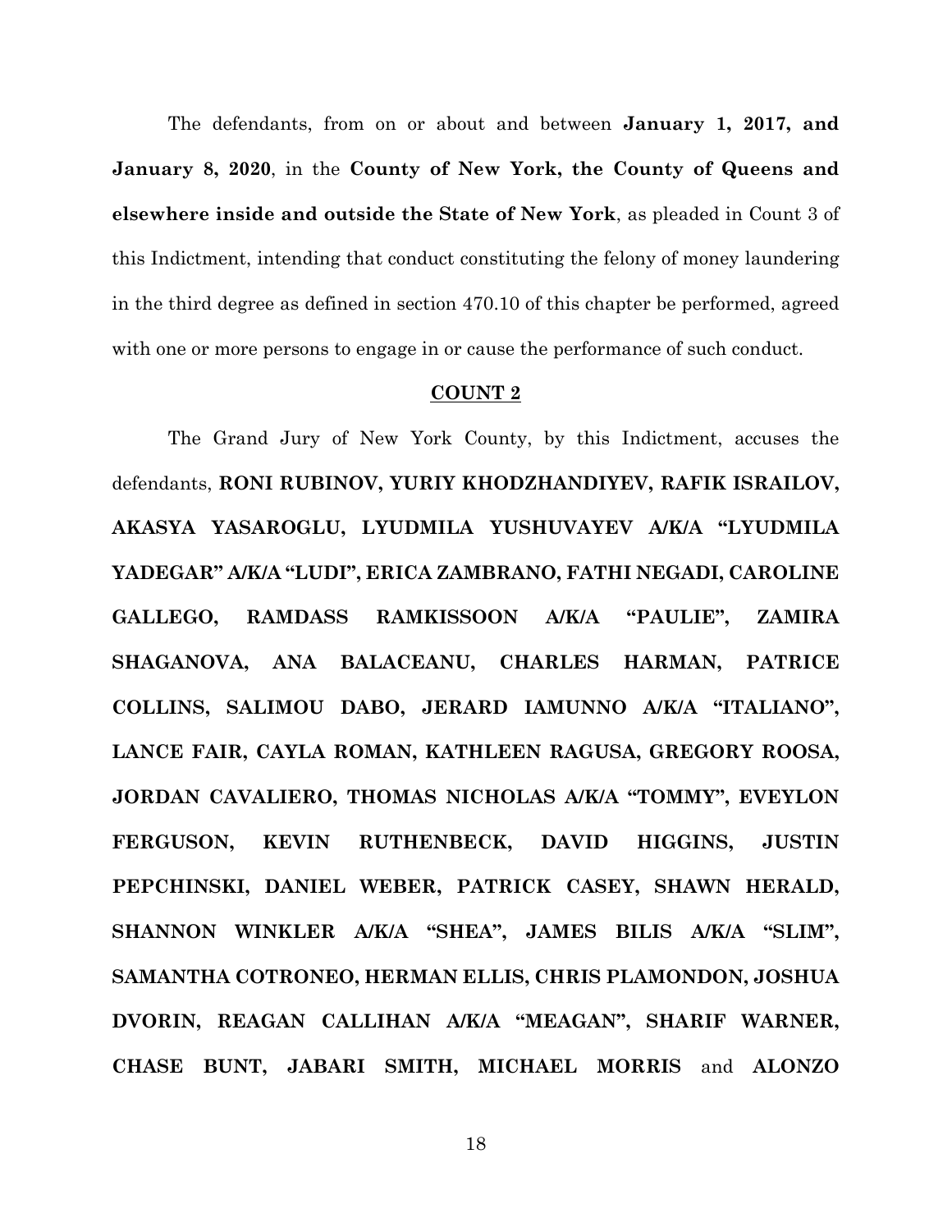The defendants, from on or about and between **January 1, 2017, and January 8, 2020**, in the **County of New York, the County of Queens and elsewhere inside and outside the State of New York**, as pleaded in Count 3 of this Indictment, intending that conduct constituting the felony of money laundering in the third degree as defined in section 470.10 of this chapter be performed, agreed with one or more persons to engage in or cause the performance of such conduct.

**COUNT 2**

The Grand Jury of New York County, by this Indictment, accuses the defendants, **RONI RUBINOV, YURIY KHODZHANDIYEV, RAFIK ISRAILOV, AKASYA YASAROGLU, LYUDMILA YUSHUVAYEV A/K/A "LYUDMILA YADEGAR" A/K/A "LUDI", ERICA ZAMBRANO, FATHI NEGADI, CAROLINE GALLEGO, RAMDASS RAMKISSOON A/K/A "PAULIE", ZAMIRA SHAGANOVA, ANA BALACEANU, CHARLES HARMAN, PATRICE COLLINS, SALIMOU DABO, JERARD IAMUNNO A/K/A "ITALIANO", LANCE FAIR, CAYLA ROMAN, KATHLEEN RAGUSA, GREGORY ROOSA, JORDAN CAVALIERO, THOMAS NICHOLAS A/K/A "TOMMY", EVEYLON FERGUSON, KEVIN RUTHENBECK, DAVID HIGGINS, JUSTIN PEPCHINSKI, DANIEL WEBER, PATRICK CASEY, SHAWN HERALD, SHANNON WINKLER A/K/A "SHEA", JAMES BILIS A/K/A "SLIM", SAMANTHA COTRONEO, HERMAN ELLIS, CHRIS PLAMONDON, JOSHUA DVORIN, REAGAN CALLIHAN A/K/A "MEAGAN", SHARIF WARNER, CHASE BUNT, JABARI SMITH, MICHAEL MORRIS** and **ALONZO**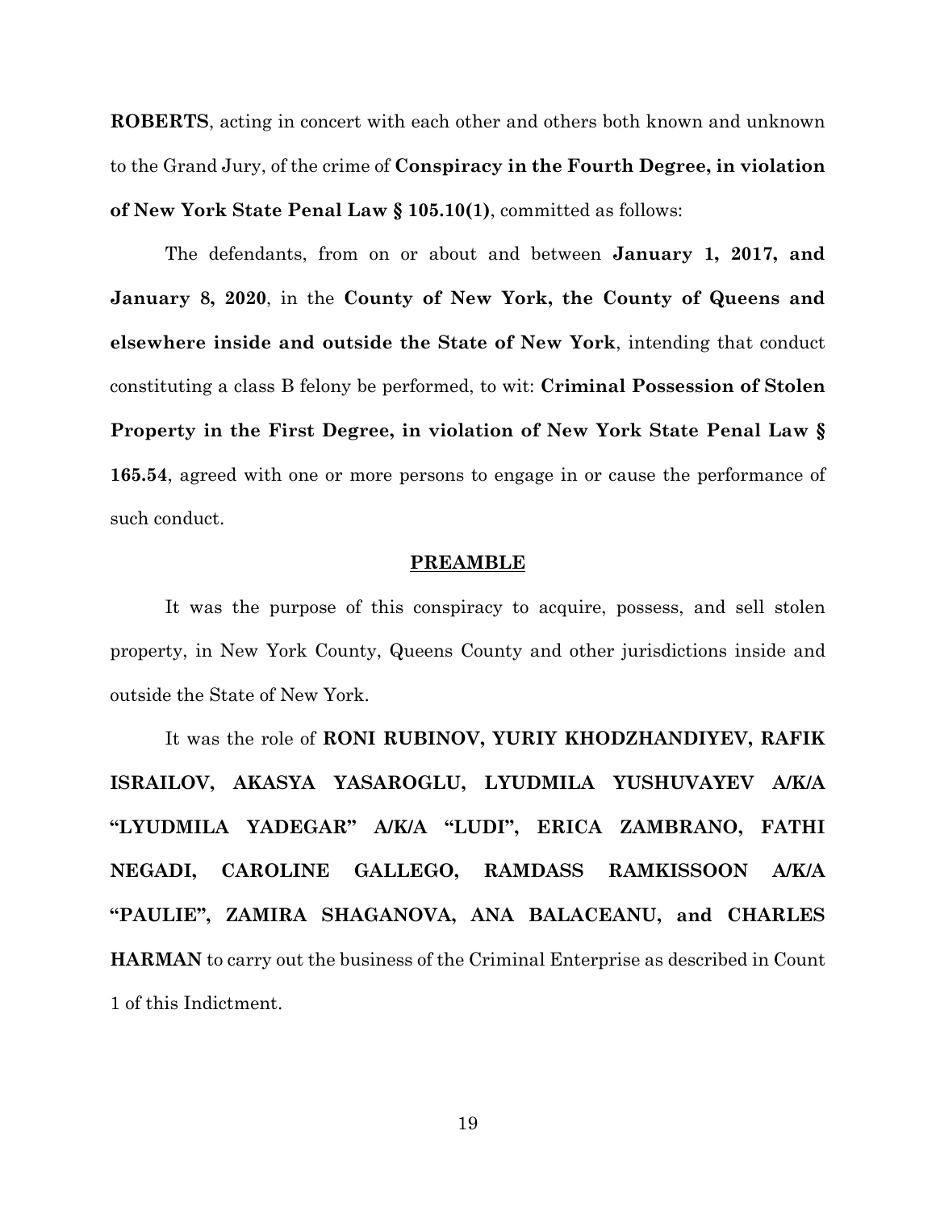**ROBERTS**, acting in concert with each other and others both known and unknown to the Grand Jury, of the crime of **Conspiracy in the Fourth Degree, in violation of New York State Penal Law § 105.10(1)**, committed as follows:

The defendants, from on or about and between **January 1, 2017, and January 8, 2020**, in the **County of New York, the County of Queens and elsewhere inside and outside the State of New York**, intending that conduct constituting a class B felony be performed, to wit: **Criminal Possession of Stolen Property in the First Degree, in violation of New York State Penal Law § 165.54**, agreed with one or more persons to engage in or cause the performance of such conduct.

**PREAMBLE**

It was the purpose of this conspiracy to acquire, possess, and sell stolen property, in New York County, Queens County and other jurisdictions inside and outside the State of New York.

It was the role of **RONI RUBINOV, YURIY KHODZHANDIYEV, RAFIK ISRAILOV, AKASYA YASAROGLU, LYUDMILA YUSHUVAYEV A/K/A "LYUDMILA YADEGAR" A/K/A "LUDI", ERICA ZAMBRANO, FATHI NEGADI, CAROLINE GALLEGO, RAMDASS RAMKISSOON A/K/A "PAULIE", ZAMIRA SHAGANOVA, ANA BALACEANU, and CHARLES HARMAN** to carry out the business of the Criminal Enterprise as described in Count 1 of this Indictment.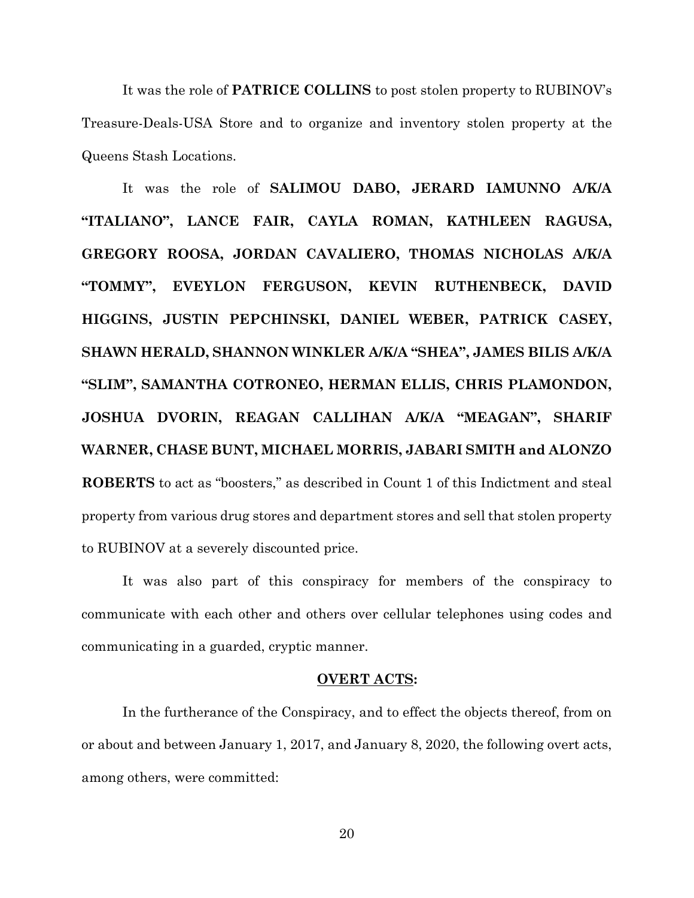It was the role of **PATRICE COLLINS** to post stolen property to RUBINOV's Treasure-Deals-USA Store and to organize and inventory stolen property at the Queens Stash Locations.

It was the role of **SALIMOU DABO, JERARD IAMUNNO A/K/A "ITALIANO", LANCE FAIR, CAYLA ROMAN, KATHLEEN RAGUSA, GREGORY ROOSA, JORDAN CAVALIERO, THOMAS NICHOLAS A/K/A "TOMMY", EVEYLON FERGUSON, KEVIN RUTHENBECK, DAVID HIGGINS, JUSTIN PEPCHINSKI, DANIEL WEBER, PATRICK CASEY, SHAWN HERALD, SHANNON WINKLER A/K/A "SHEA", JAMES BILIS A/K/A "SLIM", SAMANTHA COTRONEO, HERMAN ELLIS, CHRIS PLAMONDON, JOSHUA DVORIN, REAGAN CALLIHAN A/K/A "MEAGAN", SHARIF WARNER, CHASE BUNT, MICHAEL MORRIS, JABARI SMITH and ALONZO ROBERTS** to act as "boosters," as described in Count 1 of this Indictment and steal property from various drug stores and department stores and sell that stolen property to RUBINOV at a severely discounted price.

It was also part of this conspiracy for members of the conspiracy to communicate with each other and others over cellular telephones using codes and communicating in a guarded, cryptic manner.

**OVERT ACTS:**

In the furtherance of the Conspiracy, and to effect the objects thereof, from on or about and between January 1, 2017, and January 8, 2020, the following overt acts, among others, were committed: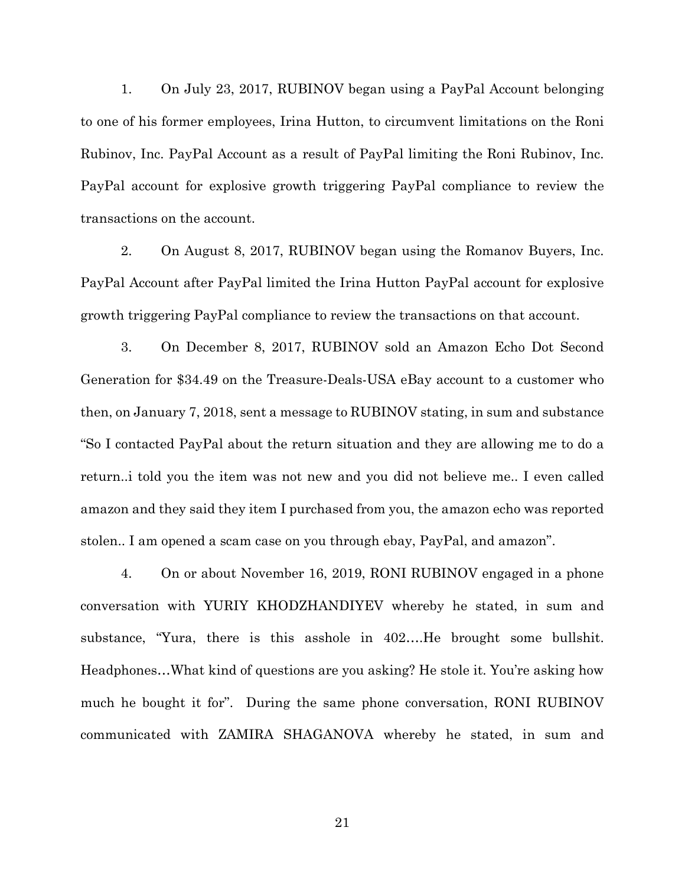1. On July 23, 2017, RUBINOV began using a PayPal Account belonging to one of his former employees, Irina Hutton, to circumvent limitations on the Roni Rubinov, Inc. PayPal Account as a result of PayPal limiting the Roni Rubinov, Inc. PayPal account for explosive growth triggering PayPal compliance to review the transactions on the account.

2. On August 8, 2017, RUBINOV began using the Romanov Buyers, Inc. PayPal Account after PayPal limited the Irina Hutton PayPal account for explosive growth triggering PayPal compliance to review the transactions on that account.

3. On December 8, 2017, RUBINOV sold an Amazon Echo Dot Second Generation for $34.49 on the Treasure-Deals-USA eBay account to a customer who then, on January 7, 2018, sent a message to RUBINOV stating, in sum and substance "So I contacted PayPal about the return situation and they are allowing me to do a return..i told you the item was not new and you did not believe me.. I even called amazon and they said they item I purchased from you, the amazon echo was reported stolen.. I am opened a scam case on you through ebay, PayPal, and amazon".

4. On or about November 16, 2019, RONI RUBINOV engaged in a phone conversation with YURIY KHODZHANDIYEV whereby he stated, in sum and substance, "Yura, there is this asshole in 402….He brought some bullshit. Headphones…What kind of questions are you asking? He stole it. You're asking how much he bought it for". During the same phone conversation, RONI RUBINOV communicated with ZAMIRA SHAGANOVA whereby he stated, in sum and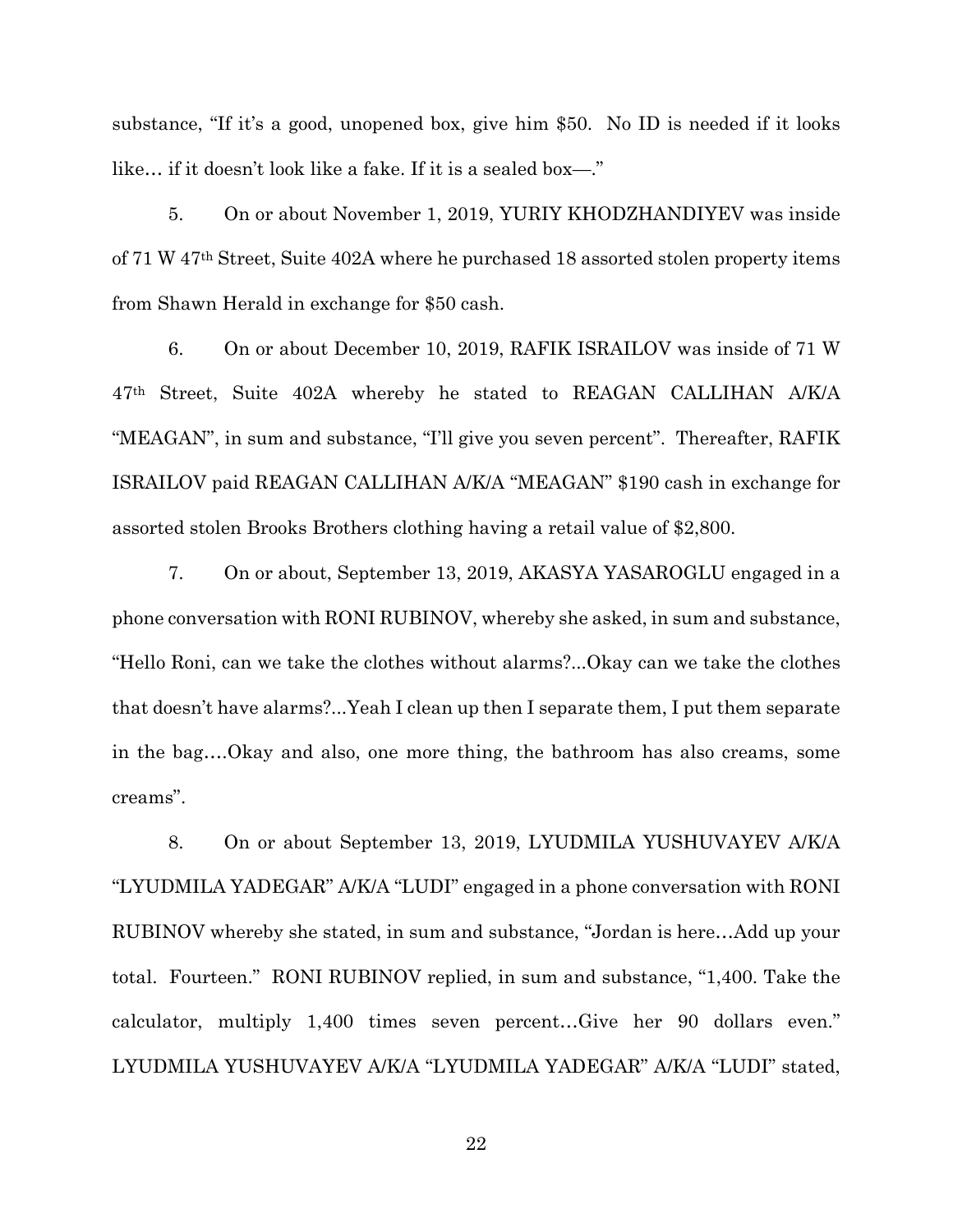substance, "If it's a good, unopened box, give him $50. No ID is needed if it looks like… if it doesn't look like a fake. If it is a sealed box—."

5. On or about November 1, 2019, YURIY KHODZHANDIYEV was inside of 71 W 47th Street, Suite 402A where he purchased 18 assorted stolen property items from Shawn Herald in exchange for $50 cash.

6. On or about December 10, 2019, RAFIK ISRAILOV was inside of 71 W 47th Street, Suite 402A whereby he stated to REAGAN CALLIHAN A/K/A "MEAGAN", in sum and substance, "I'll give you seven percent". Thereafter, RAFIK ISRAILOV paid REAGAN CALLIHAN A/K/A "MEAGAN" $190 cash in exchange for assorted stolen Brooks Brothers clothing having a retail value of $2,800.

7. On or about, September 13, 2019, AKASYA YASAROGLU engaged in a phone conversation with RONI RUBINOV, whereby she asked, in sum and substance, "Hello Roni, can we take the clothes without alarms?...Okay can we take the clothes that doesn't have alarms?...Yeah I clean up then I separate them, I put them separate in the bag….Okay and also, one more thing, the bathroom has also creams, some creams".

8. On or about September 13, 2019, LYUDMILA YUSHUVAYEV A/K/A "LYUDMILA YADEGAR" A/K/A "LUDI" engaged in a phone conversation with RONI RUBINOV whereby she stated, in sum and substance, "Jordan is here…Add up your total. Fourteen." RONI RUBINOV replied, in sum and substance, "1,400. Take the calculator, multiply 1,400 times seven percent…Give her 90 dollars even." LYUDMILA YUSHUVAYEV A/K/A "LYUDMILA YADEGAR" A/K/A "LUDI" stated,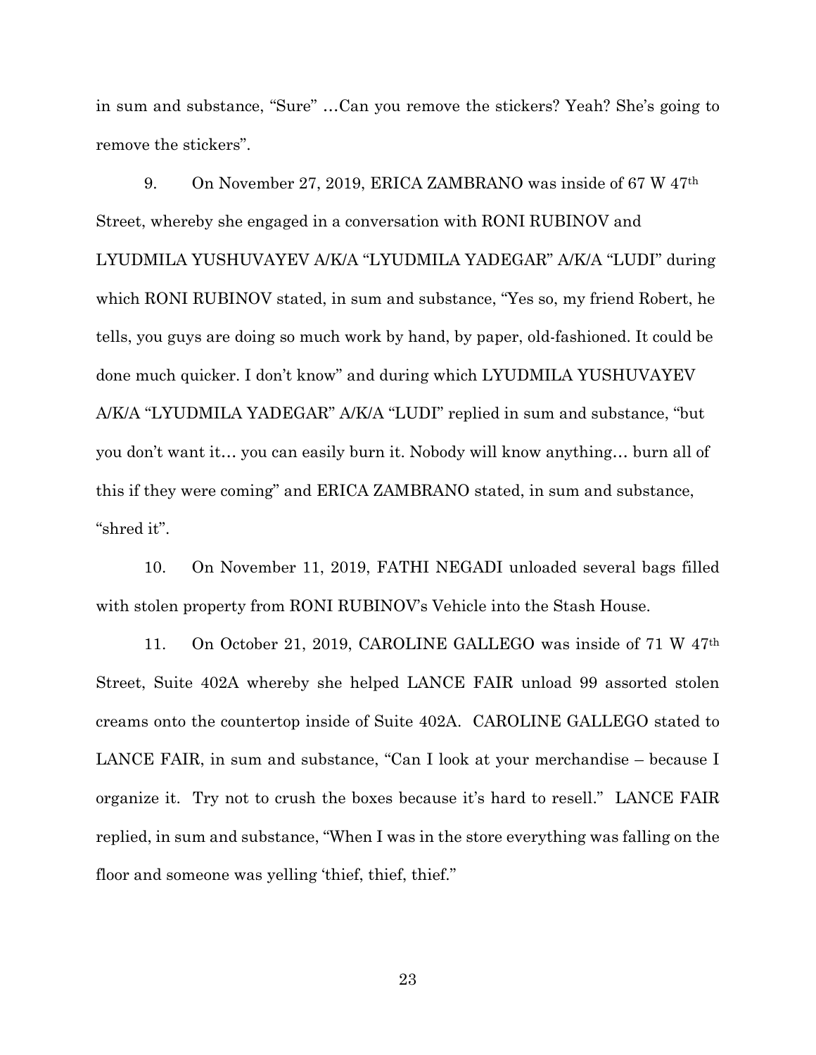in sum and substance, "Sure" …Can you remove the stickers? Yeah? She's going to remove the stickers".

9. On November 27, 2019, ERICA ZAMBRANO was inside of 67 W 47th Street, whereby she engaged in a conversation with RONI RUBINOV and LYUDMILA YUSHUVAYEV A/K/A "LYUDMILA YADEGAR" A/K/A "LUDI" during which RONI RUBINOV stated, in sum and substance, "Yes so, my friend Robert, he tells, you guys are doing so much work by hand, by paper, old-fashioned. It could be done much quicker. I don't know" and during which LYUDMILA YUSHUVAYEV A/K/A "LYUDMILA YADEGAR" A/K/A "LUDI" replied in sum and substance, "but you don't want it… you can easily burn it. Nobody will know anything… burn all of this if they were coming" and ERICA ZAMBRANO stated, in sum and substance, "shred it".

10. On November 11, 2019, FATHI NEGADI unloaded several bags filled with stolen property from RONI RUBINOV's Vehicle into the Stash House.

11. On October 21, 2019, CAROLINE GALLEGO was inside of 71 W 47th Street, Suite 402A whereby she helped LANCE FAIR unload 99 assorted stolen creams onto the countertop inside of Suite 402A. CAROLINE GALLEGO stated to LANCE FAIR, in sum and substance, "Can I look at your merchandise – because I organize it. Try not to crush the boxes because it's hard to resell." LANCE FAIR replied, in sum and substance, "When I was in the store everything was falling on the floor and someone was yelling 'thief, thief, thief."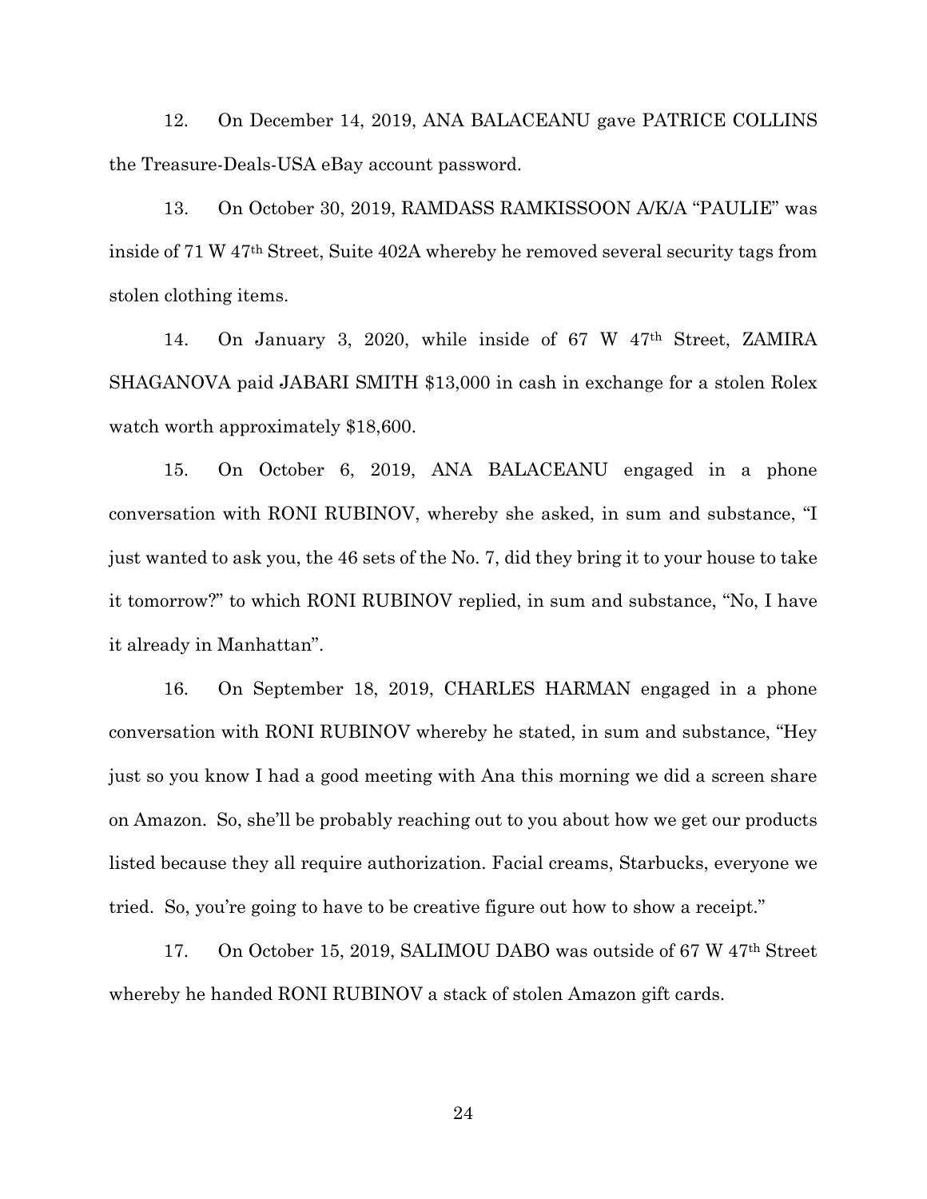12. On December 14, 2019, ANA BALACEANU gave PATRICE COLLINS the Treasure-Deals-USA eBay account password.

13. On October 30, 2019, RAMDASS RAMKISSOON A/K/A "PAULIE" was inside of 71 W 47th Street, Suite 402A whereby he removed several security tags from stolen clothing items.

14. On January 3, 2020, while inside of 67 W 47th Street, ZAMIRA SHAGANOVA paid JABARI SMITH $13,000 in cash in exchange for a stolen Rolex watch worth approximately $18,600.

15. On October 6, 2019, ANA BALACEANU engaged in a phone conversation with RONI RUBINOV, whereby she asked, in sum and substance, "I just wanted to ask you, the 46 sets of the No. 7, did they bring it to your house to take it tomorrow?" to which RONI RUBINOV replied, in sum and substance, "No, I have it already in Manhattan".

16. On September 18, 2019, CHARLES HARMAN engaged in a phone conversation with RONI RUBINOV whereby he stated, in sum and substance, "Hey just so you know I had a good meeting with Ana this morning we did a screen share on Amazon. So, she'll be probably reaching out to you about how we get our products listed because they all require authorization. Facial creams, Starbucks, everyone we tried. So, you're going to have to be creative figure out how to show a receipt."

17. On October 15, 2019, SALIMOU DABO was outside of 67 W 47th Street whereby he handed RONI RUBINOV a stack of stolen Amazon gift cards.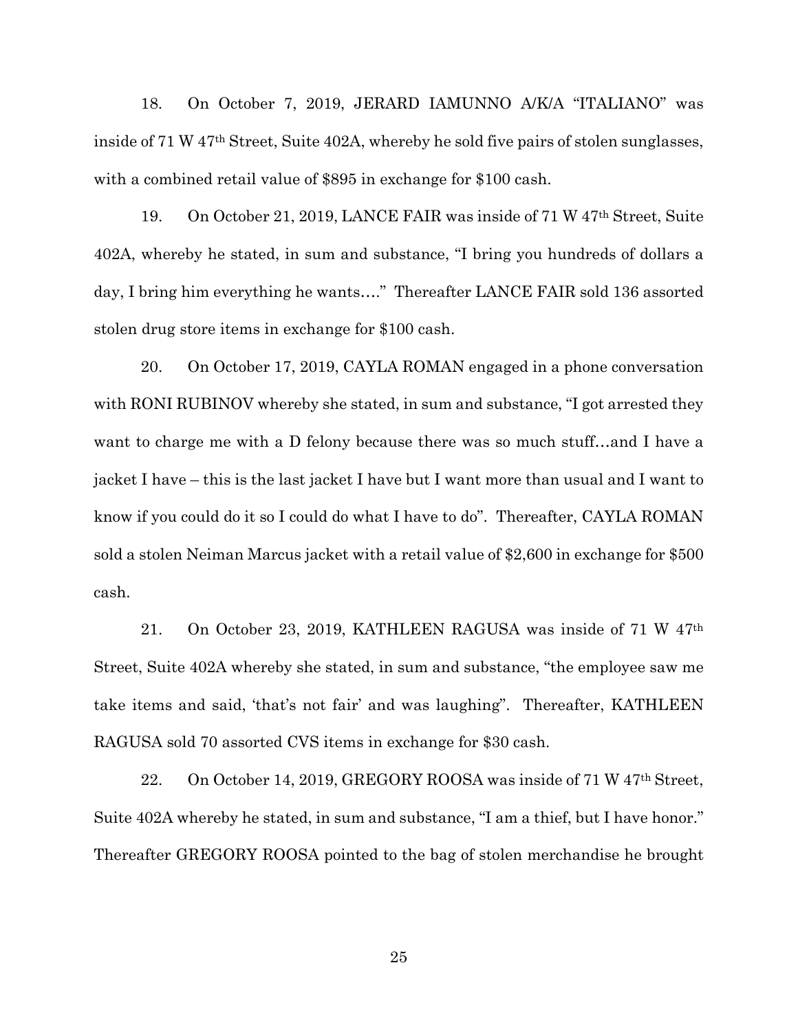18. On October 7, 2019, JERARD IAMUNNO A/K/A "ITALIANO" was inside of 71 W 47th Street, Suite 402A, whereby he sold five pairs of stolen sunglasses, with a combined retail value of $895 in exchange for $100 cash.

19. On October 21, 2019, LANCE FAIR was inside of 71 W 47th Street, Suite 402A, whereby he stated, in sum and substance, "I bring you hundreds of dollars a day, I bring him everything he wants…." Thereafter LANCE FAIR sold 136 assorted stolen drug store items in exchange for $100 cash.

20. On October 17, 2019, CAYLA ROMAN engaged in a phone conversation with RONI RUBINOV whereby she stated, in sum and substance, "I got arrested they want to charge me with a D felony because there was so much stuff…and I have a jacket I have – this is the last jacket I have but I want more than usual and I want to know if you could do it so I could do what I have to do". Thereafter, CAYLA ROMAN sold a stolen Neiman Marcus jacket with a retail value of $2,600 in exchange for $500 cash.

21. On October 23, 2019, KATHLEEN RAGUSA was inside of 71 W 47th Street, Suite 402A whereby she stated, in sum and substance, "the employee saw me take items and said, 'that's not fair' and was laughing". Thereafter, KATHLEEN RAGUSA sold 70 assorted CVS items in exchange for $30 cash.

22. On October 14, 2019, GREGORY ROOSA was inside of 71 W 47th Street, Suite 402A whereby he stated, in sum and substance, "I am a thief, but I have honor." Thereafter GREGORY ROOSA pointed to the bag of stolen merchandise he brought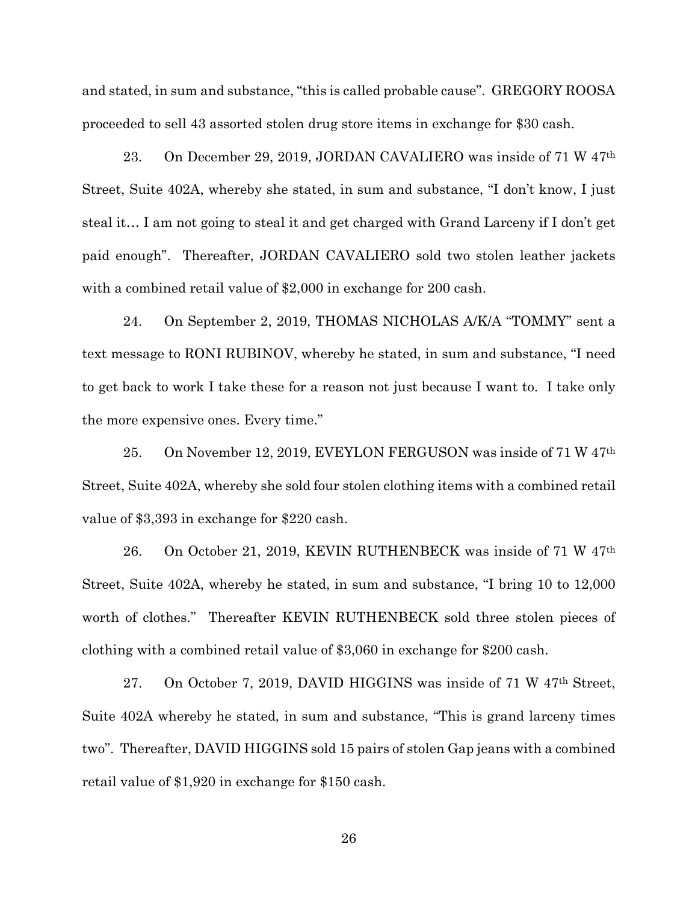and stated, in sum and substance, "this is called probable cause". GREGORY ROOSA proceeded to sell 43 assorted stolen drug store items in exchange for $30 cash.

23. On December 29, 2019, JORDAN CAVALIERO was inside of 71 W 47th Street, Suite 402A, whereby she stated, in sum and substance, "I don't know, I just steal it… I am not going to steal it and get charged with Grand Larceny if I don't get paid enough". Thereafter, JORDAN CAVALIERO sold two stolen leather jackets with a combined retail value of $2,000 in exchange for 200 cash.

24. On September 2, 2019, THOMAS NICHOLAS A/K/A "TOMMY" sent a text message to RONI RUBINOV, whereby he stated, in sum and substance, "I need to get back to work I take these for a reason not just because I want to. I take only the more expensive ones. Every time."

25. On November 12, 2019, EVEYLON FERGUSON was inside of 71 W 47th Street, Suite 402A, whereby she sold four stolen clothing items with a combined retail value of $3,393 in exchange for $220 cash.

26. On October 21, 2019, KEVIN RUTHENBECK was inside of 71 W 47th Street, Suite 402A, whereby he stated, in sum and substance, "I bring 10 to 12,000 worth of clothes." Thereafter KEVIN RUTHENBECK sold three stolen pieces of clothing with a combined retail value of $3,060 in exchange for $200 cash.

27. On October 7, 2019, DAVID HIGGINS was inside of 71 W 47th Street, Suite 402A whereby he stated, in sum and substance, "This is grand larceny times two". Thereafter, DAVID HIGGINS sold 15 pairs of stolen Gap jeans with a combined retail value of $1,920 in exchange for $150 cash.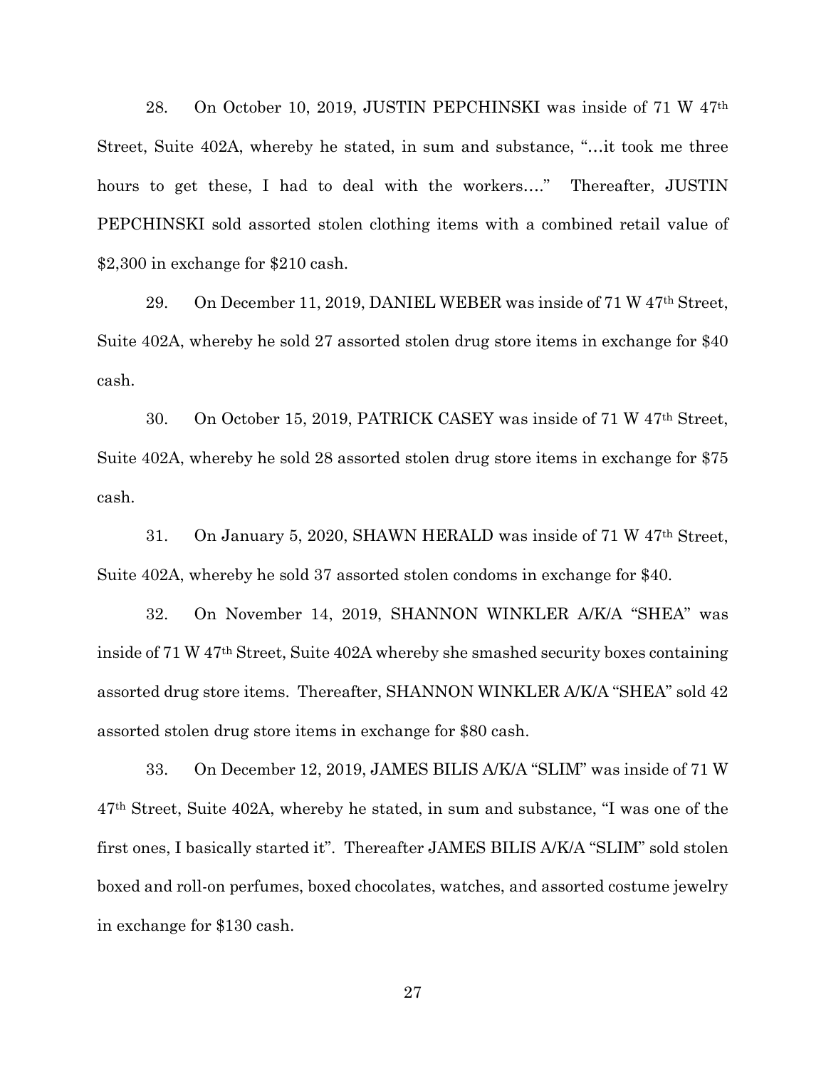28. On October 10, 2019, JUSTIN PEPCHINSKI was inside of 71 W 47th Street, Suite 402A, whereby he stated, in sum and substance, "…it took me three hours to get these, I had to deal with the workers…." Thereafter, JUSTIN PEPCHINSKI sold assorted stolen clothing items with a combined retail value of $2,300 in exchange for $210 cash.

29. On December 11, 2019, DANIEL WEBER was inside of 71 W 47th Street, Suite 402A, whereby he sold 27 assorted stolen drug store items in exchange for $40 cash.

30. On October 15, 2019, PATRICK CASEY was inside of 71 W 47th Street, Suite 402A, whereby he sold 28 assorted stolen drug store items in exchange for $75 cash.

31. On January 5, 2020, SHAWN HERALD was inside of 71 W 47th Street, Suite 402A, whereby he sold 37 assorted stolen condoms in exchange for $40.

32. On November 14, 2019, SHANNON WINKLER A/K/A "SHEA" was inside of 71 W 47th Street, Suite 402A whereby she smashed security boxes containing assorted drug store items. Thereafter, SHANNON WINKLER A/K/A "SHEA" sold 42 assorted stolen drug store items in exchange for $80 cash.

33. On December 12, 2019, JAMES BILIS A/K/A "SLIM" was inside of 71 W 47th Street, Suite 402A, whereby he stated, in sum and substance, "I was one of the first ones, I basically started it". Thereafter JAMES BILIS A/K/A "SLIM" sold stolen boxed and roll-on perfumes, boxed chocolates, watches, and assorted costume jewelry in exchange for $130 cash.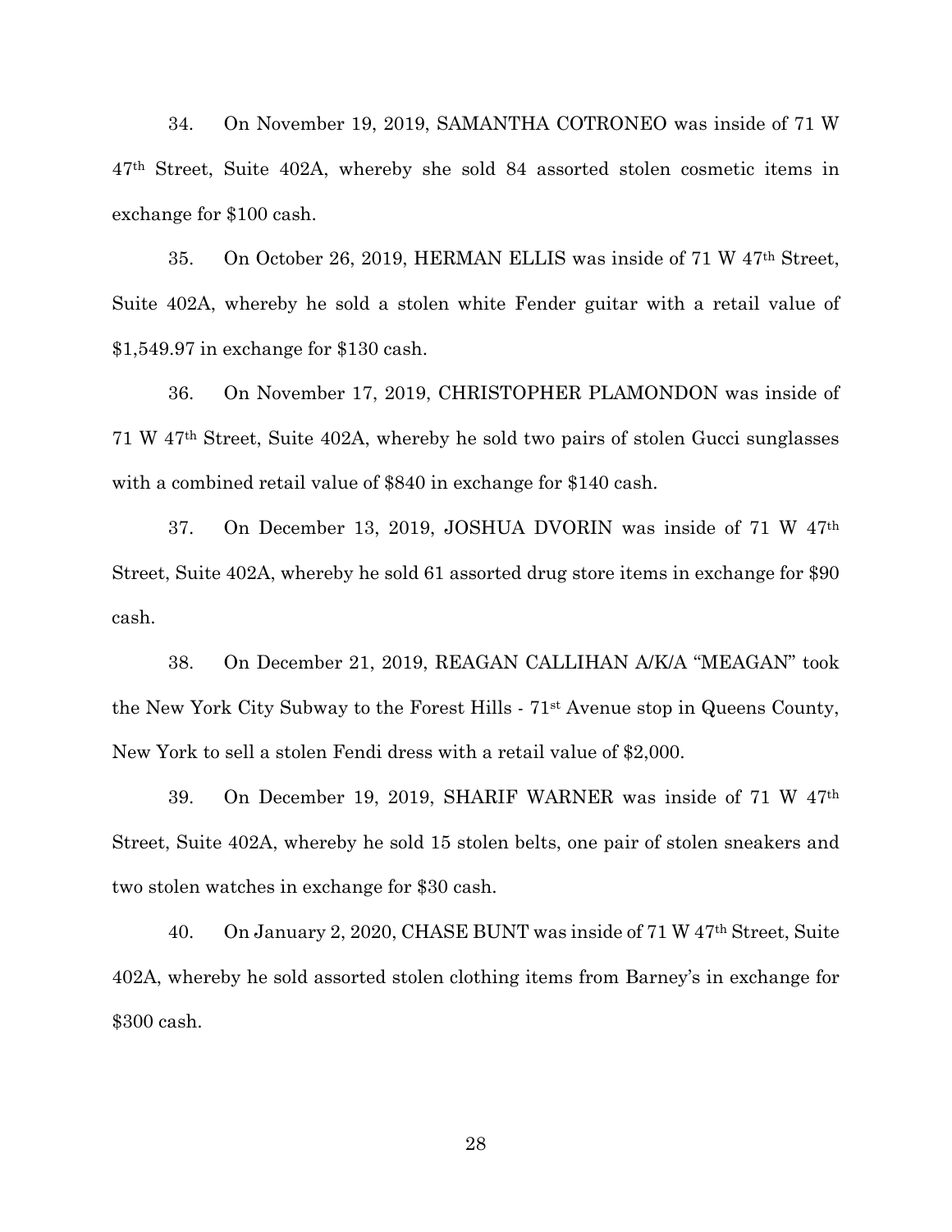34. On November 19, 2019, SAMANTHA COTRONEO was inside of 71 W 47th Street, Suite 402A, whereby she sold 84 assorted stolen cosmetic items in exchange for $100 cash.

35. On October 26, 2019, HERMAN ELLIS was inside of 71 W 47th Street, Suite 402A, whereby he sold a stolen white Fender guitar with a retail value of $1,549.97 in exchange for $130 cash.

36. On November 17, 2019, CHRISTOPHER PLAMONDON was inside of 71 W 47th Street, Suite 402A, whereby he sold two pairs of stolen Gucci sunglasses with a combined retail value of $840 in exchange for $140 cash.

37. On December 13, 2019, JOSHUA DVORIN was inside of 71 W 47th Street, Suite 402A, whereby he sold 61 assorted drug store items in exchange for $90 cash.

38. On December 21, 2019, REAGAN CALLIHAN A/K/A "MEAGAN" took the New York City Subway to the Forest Hills - 71st Avenue stop in Queens County, New York to sell a stolen Fendi dress with a retail value of $2,000.

39. On December 19, 2019, SHARIF WARNER was inside of 71 W 47th Street, Suite 402A, whereby he sold 15 stolen belts, one pair of stolen sneakers and two stolen watches in exchange for $30 cash.

40. On January 2, 2020, CHASE BUNT was inside of 71 W 47th Street, Suite 402A, whereby he sold assorted stolen clothing items from Barney's in exchange for $300 cash.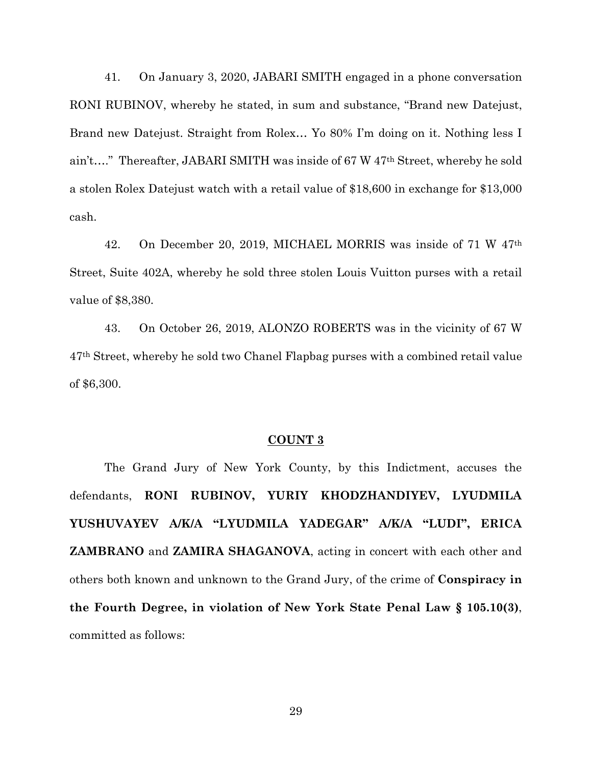41. On January 3, 2020, JABARI SMITH engaged in a phone conversation RONI RUBINOV, whereby he stated, in sum and substance, "Brand new Datejust, Brand new Datejust. Straight from Rolex… Yo 80% I'm doing on it. Nothing less I ain't…." Thereafter, JABARI SMITH was inside of 67 W 47th Street, whereby he sold a stolen Rolex Datejust watch with a retail value of $18,600 in exchange for $13,000 cash.

42. On December 20, 2019, MICHAEL MORRIS was inside of 71 W 47th Street, Suite 402A, whereby he sold three stolen Louis Vuitton purses with a retail value of $8,380.

43. On October 26, 2019, ALONZO ROBERTS was in the vicinity of 67 W 47th Street, whereby he sold two Chanel Flapbag purses with a combined retail value of $6,300.

## COUNT 3

The Grand Jury of New York County, by this Indictment, accuses the defendants, **RONI RUBINOV, YURIY KHODZHANDIYEV, LYUDMILA YUSHUVAYEV A/K/A "LYUDMILA YADEGAR" A/K/A "LUDI", ERICA ZAMBRANO** and **ZAMIRA SHAGANOVA**, acting in concert with each other and others both known and unknown to the Grand Jury, of the crime of **Conspiracy in the Fourth Degree, in violation of New York State Penal Law § 105.10(3)**, committed as follows: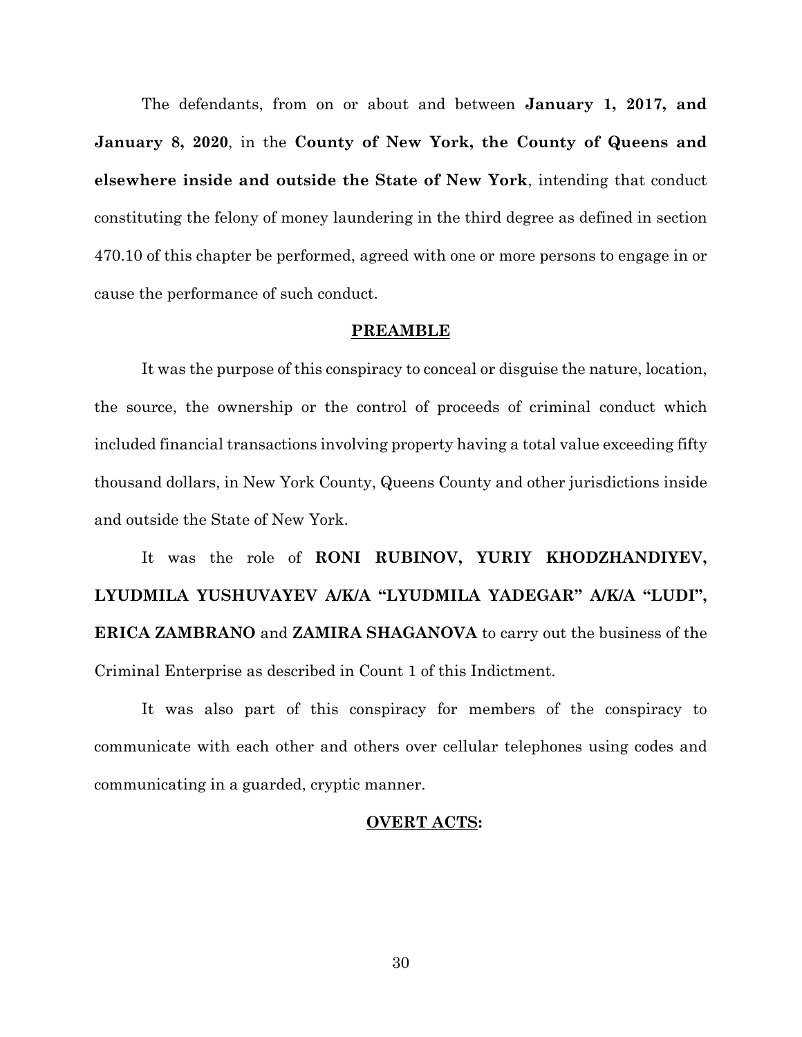The defendants, from on or about and between **January 1, 2017, and January 8, 2020**, in the **County of New York, the County of Queens and elsewhere inside and outside the State of New York**, intending that conduct constituting the felony of money laundering in the third degree as defined in section 470.10 of this chapter be performed, agreed with one or more persons to engage in or cause the performance of such conduct.

**PREAMBLE**

It was the purpose of this conspiracy to conceal or disguise the nature, location, the source, the ownership or the control of proceeds of criminal conduct which included financial transactions involving property having a total value exceeding fifty thousand dollars, in New York County, Queens County and other jurisdictions inside and outside the State of New York.

It was the role of **RONI RUBINOV, YURIY KHODZHANDIYEV, LYUDMILA YUSHUVAYEV A/K/A "LYUDMILA YADEGAR" A/K/A "LUDI", ERICA ZAMBRANO** and **ZAMIRA SHAGANOVA** to carry out the business of the Criminal Enterprise as described in Count 1 of this Indictment.

It was also part of this conspiracy for members of the conspiracy to communicate with each other and others over cellular telephones using codes and communicating in a guarded, cryptic manner.

**OVERT ACTS:**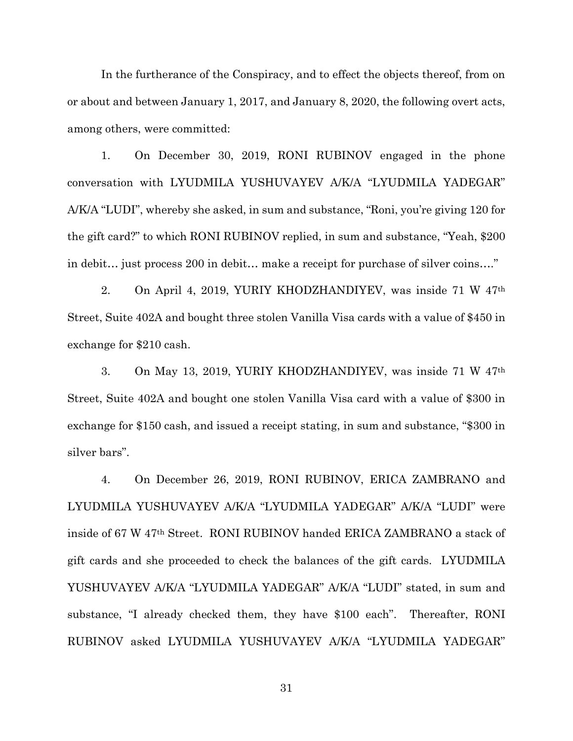In the furtherance of the Conspiracy, and to effect the objects thereof, from on or about and between January 1, 2017, and January 8, 2020, the following overt acts, among others, were committed:

1. On December 30, 2019, RONI RUBINOV engaged in the phone conversation with LYUDMILA YUSHUVAYEV A/K/A "LYUDMILA YADEGAR" A/K/A "LUDI", whereby she asked, in sum and substance, "Roni, you're giving 120 for the gift card?" to which RONI RUBINOV replied, in sum and substance, "Yeah, $200 in debit… just process 200 in debit… make a receipt for purchase of silver coins…."

2. On April 4, 2019, YURIY KHODZHANDIYEV, was inside 71 W 47th Street, Suite 402A and bought three stolen Vanilla Visa cards with a value of $450 in exchange for $210 cash.

3. On May 13, 2019, YURIY KHODZHANDIYEV, was inside 71 W 47th Street, Suite 402A and bought one stolen Vanilla Visa card with a value of $300 in exchange for $150 cash, and issued a receipt stating, in sum and substance, "$300 in silver bars".

4. On December 26, 2019, RONI RUBINOV, ERICA ZAMBRANO and LYUDMILA YUSHUVAYEV A/K/A "LYUDMILA YADEGAR" A/K/A "LUDI" were inside of 67 W 47th Street. RONI RUBINOV handed ERICA ZAMBRANO a stack of gift cards and she proceeded to check the balances of the gift cards. LYUDMILA YUSHUVAYEV A/K/A "LYUDMILA YADEGAR" A/K/A "LUDI" stated, in sum and substance, "I already checked them, they have $100 each". Thereafter, RONI RUBINOV asked LYUDMILA YUSHUVAYEV A/K/A "LYUDMILA YADEGAR"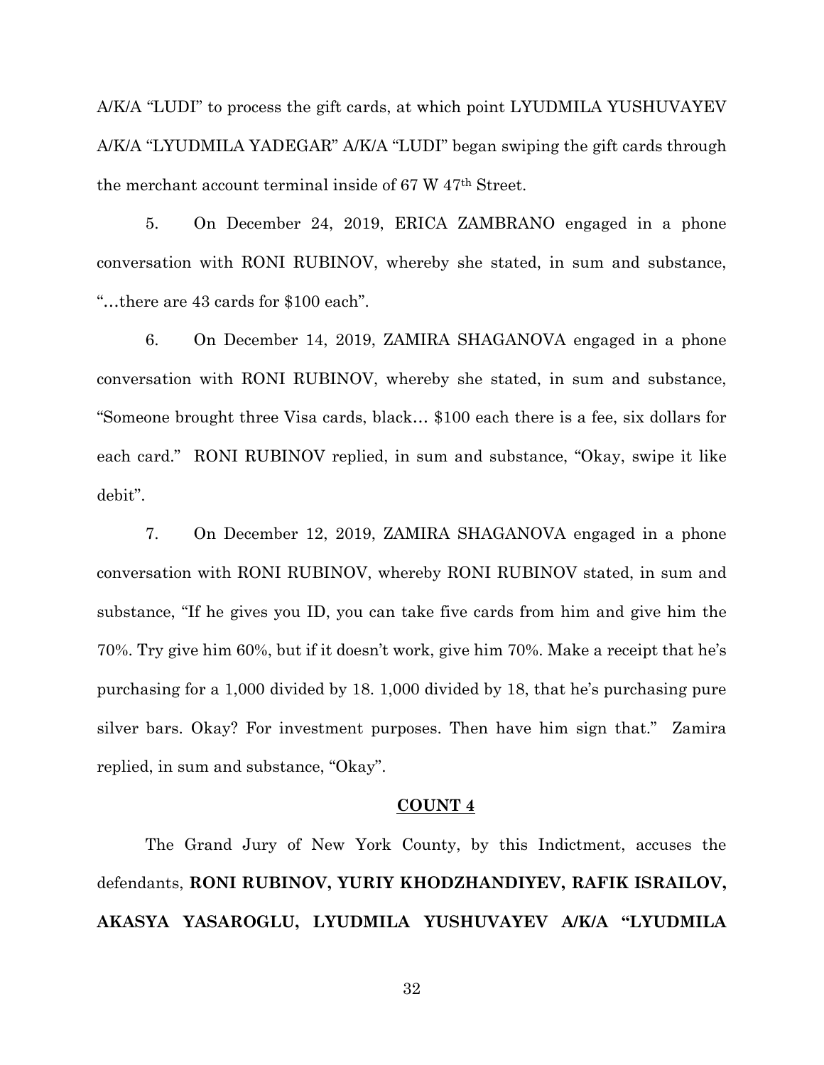A/K/A "LUDI" to process the gift cards, at which point LYUDMILA YUSHUVAYEV A/K/A "LYUDMILA YADEGAR" A/K/A "LUDI" began swiping the gift cards through the merchant account terminal inside of 67 W 47th Street.

5. On December 24, 2019, ERICA ZAMBRANO engaged in a phone conversation with RONI RUBINOV, whereby she stated, in sum and substance, "…there are 43 cards for $100 each".

6. On December 14, 2019, ZAMIRA SHAGANOVA engaged in a phone conversation with RONI RUBINOV, whereby she stated, in sum and substance, "Someone brought three Visa cards, black… $100 each there is a fee, six dollars for each card." RONI RUBINOV replied, in sum and substance, "Okay, swipe it like debit".

7. On December 12, 2019, ZAMIRA SHAGANOVA engaged in a phone conversation with RONI RUBINOV, whereby RONI RUBINOV stated, in sum and substance, "If he gives you ID, you can take five cards from him and give him the 70%. Try give him 60%, but if it doesn't work, give him 70%. Make a receipt that he's purchasing for a 1,000 divided by 18. 1,000 divided by 18, that he's purchasing pure silver bars. Okay? For investment purposes. Then have him sign that." Zamira replied, in sum and substance, "Okay".

## COUNT 4

The Grand Jury of New York County, by this Indictment, accuses the defendants, **RONI RUBINOV, YURIY KHODZHANDIYEV, RAFIK ISRAILOV, AKASYA YASAROGLU, LYUDMILA YUSHUVAYEV A/K/A "LYUDMILA**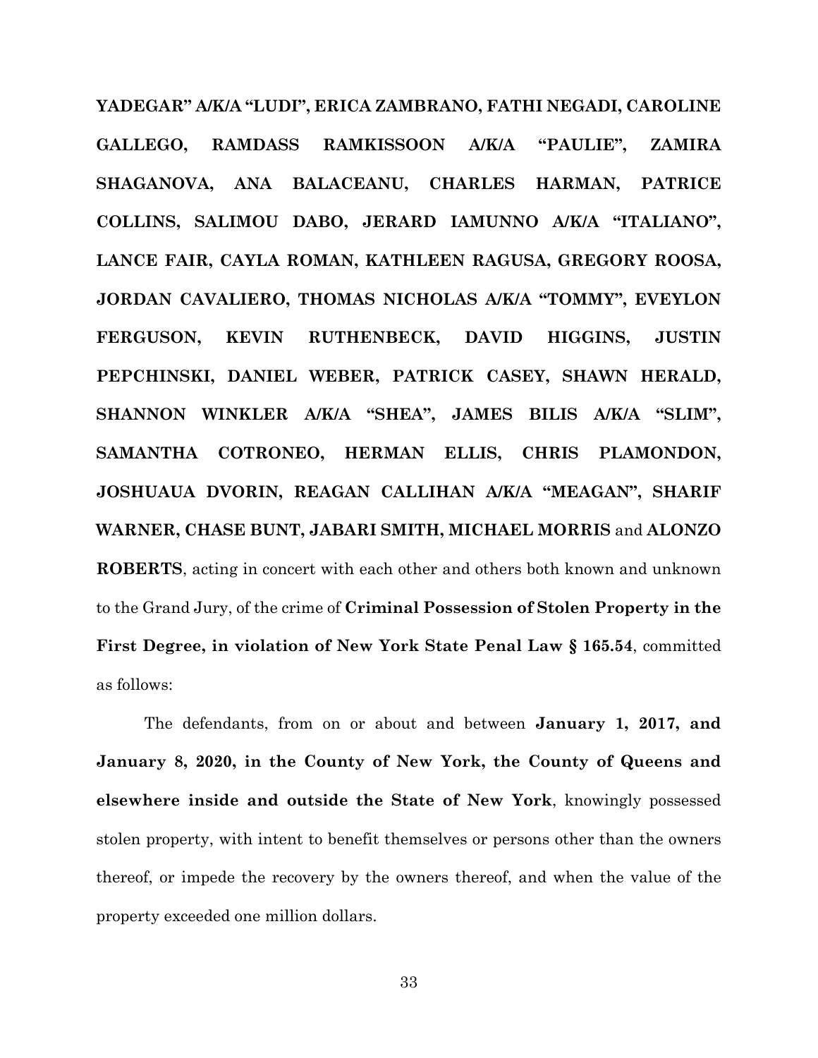**YADEGAR" A/K/A "LUDI", ERICA ZAMBRANO, FATHI NEGADI, CAROLINE GALLEGO, RAMDASS RAMKISSOON A/K/A "PAULIE", ZAMIRA SHAGANOVA, ANA BALACEANU, CHARLES HARMAN, PATRICE COLLINS, SALIMOU DABO, JERARD IAMUNNO A/K/A "ITALIANO", LANCE FAIR, CAYLA ROMAN, KATHLEEN RAGUSA, GREGORY ROOSA, JORDAN CAVALIERO, THOMAS NICHOLAS A/K/A "TOMMY", EVEYLON FERGUSON, KEVIN RUTHENBECK, DAVID HIGGINS, JUSTIN PEPCHINSKI, DANIEL WEBER, PATRICK CASEY, SHAWN HERALD, SHANNON WINKLER A/K/A "SHEA", JAMES BILIS A/K/A "SLIM", SAMANTHA COTRONEO, HERMAN ELLIS, CHRIS PLAMONDON, JOSHUAUA DVORIN, REAGAN CALLIHAN A/K/A "MEAGAN", SHARIF WARNER, CHASE BUNT, JABARI SMITH, MICHAEL MORRIS** and **ALONZO ROBERTS**, acting in concert with each other and others both known and unknown to the Grand Jury, of the crime of **Criminal Possession of Stolen Property in the First Degree, in violation of New York State Penal Law § 165.54**, committed as follows:

The defendants, from on or about and between **January 1, 2017, and January 8, 2020, in the County of New York, the County of Queens and elsewhere inside and outside the State of New York**, knowingly possessed stolen property, with intent to benefit themselves or persons other than the owners thereof, or impede the recovery by the owners thereof, and when the value of the property exceeded one million dollars.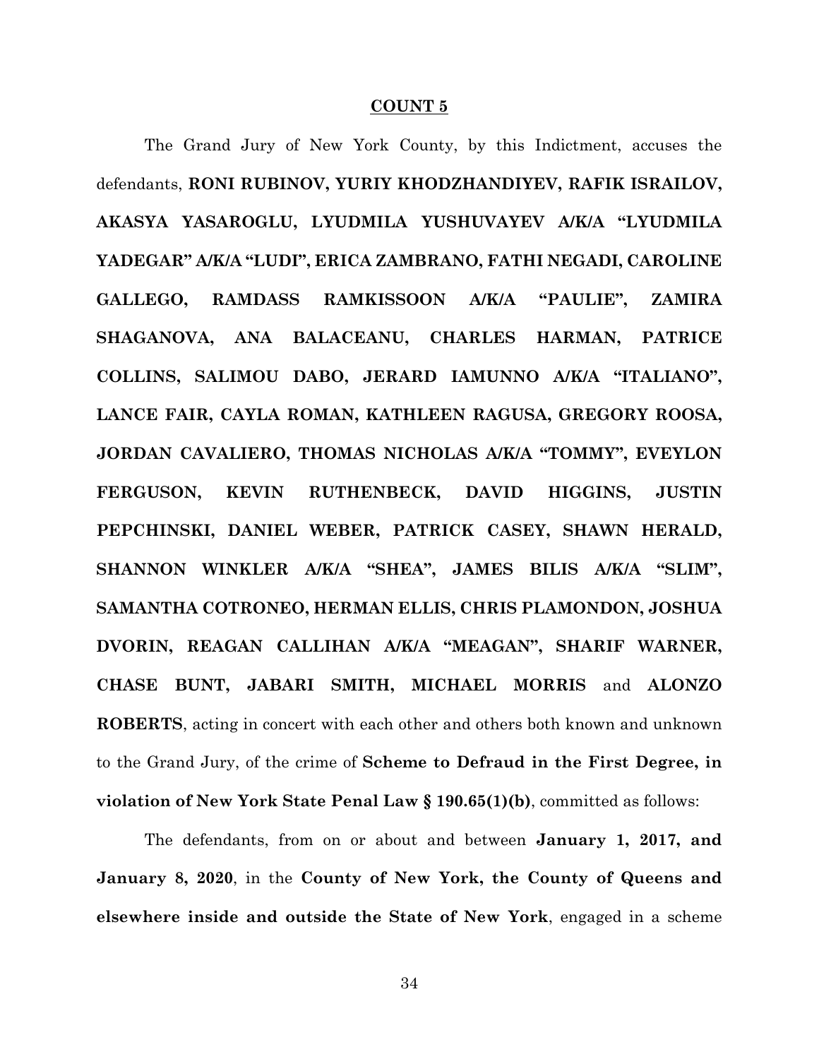**COUNT 5**

The Grand Jury of New York County, by this Indictment, accuses the defendants, **RONI RUBINOV, YURIY KHODZHANDIYEV, RAFIK ISRAILOV, AKASYA YASAROGLU, LYUDMILA YUSHUVAYEV A/K/A "LYUDMILA YADEGAR" A/K/A "LUDI", ERICA ZAMBRANO, FATHI NEGADI, CAROLINE GALLEGO, RAMDASS RAMKISSOON A/K/A "PAULIE", ZAMIRA SHAGANOVA, ANA BALACEANU, CHARLES HARMAN, PATRICE COLLINS, SALIMOU DABO, JERARD IAMUNNO A/K/A "ITALIANO", LANCE FAIR, CAYLA ROMAN, KATHLEEN RAGUSA, GREGORY ROOSA, JORDAN CAVALIERO, THOMAS NICHOLAS A/K/A "TOMMY", EVEYLON FERGUSON, KEVIN RUTHENBECK, DAVID HIGGINS, JUSTIN PEPCHINSKI, DANIEL WEBER, PATRICK CASEY, SHAWN HERALD, SHANNON WINKLER A/K/A "SHEA", JAMES BILIS A/K/A "SLIM", SAMANTHA COTRONEO, HERMAN ELLIS, CHRIS PLAMONDON, JOSHUA DVORIN, REAGAN CALLIHAN A/K/A "MEAGAN", SHARIF WARNER, CHASE BUNT, JABARI SMITH, MICHAEL MORRIS** and **ALONZO ROBERTS**, acting in concert with each other and others both known and unknown to the Grand Jury, of the crime of **Scheme to Defraud in the First Degree, in violation of New York State Penal Law § 190.65(1)(b)**, committed as follows:

The defendants, from on or about and between **January 1, 2017, and January 8, 2020**, in the **County of New York, the County of Queens and elsewhere inside and outside the State of New York**, engaged in a scheme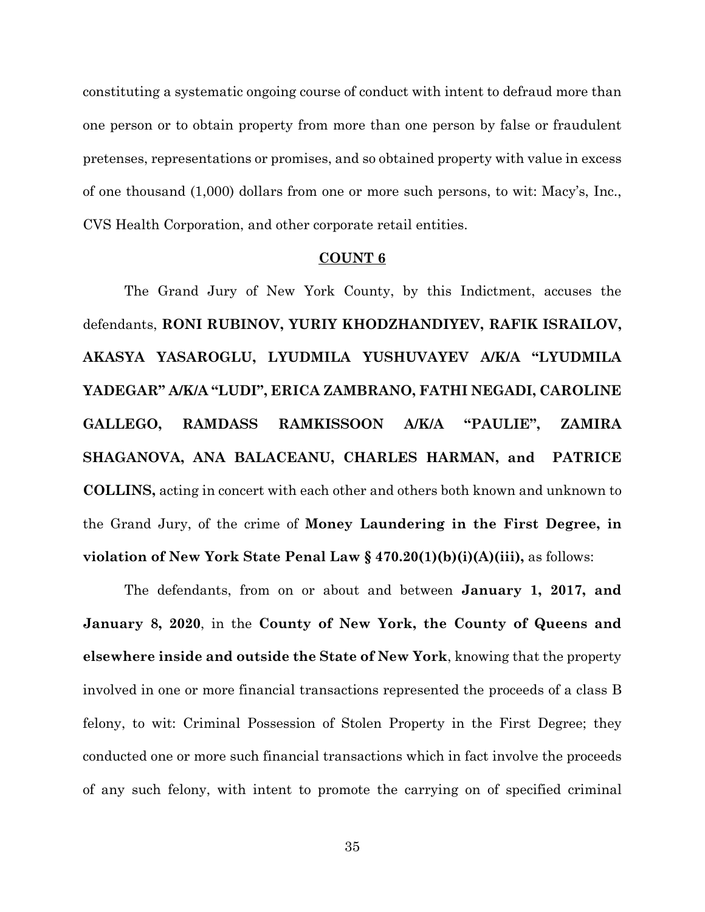constituting a systematic ongoing course of conduct with intent to defraud more than one person or to obtain property from more than one person by false or fraudulent pretenses, representations or promises, and so obtained property with value in excess of one thousand (1,000) dollars from one or more such persons, to wit: Macy's, Inc., CVS Health Corporation, and other corporate retail entities.

## **COUNT 6**

The Grand Jury of New York County, by this Indictment, accuses the defendants, **RONI RUBINOV, YURIY KHODZHANDIYEV, RAFIK ISRAILOV, AKASYA YASAROGLU, LYUDMILA YUSHUVAYEV A/K/A "LYUDMILA YADEGAR" A/K/A "LUDI", ERICA ZAMBRANO, FATHI NEGADI, CAROLINE GALLEGO, RAMDASS RAMKISSOON A/K/A "PAULIE", ZAMIRA SHAGANOVA, ANA BALACEANU, CHARLES HARMAN, and PATRICE COLLINS,** acting in concert with each other and others both known and unknown to the Grand Jury, of the crime of **Money Laundering in the First Degree, in violation of New York State Penal Law § 470.20(1)(b)(i)(A)(iii),** as follows:

The defendants, from on or about and between **January 1, 2017, and January 8, 2020**, in the **County of New York, the County of Queens and elsewhere inside and outside the State of New York**, knowing that the property involved in one or more financial transactions represented the proceeds of a class B felony, to wit: Criminal Possession of Stolen Property in the First Degree; they conducted one or more such financial transactions which in fact involve the proceeds of any such felony, with intent to promote the carrying on of specified criminal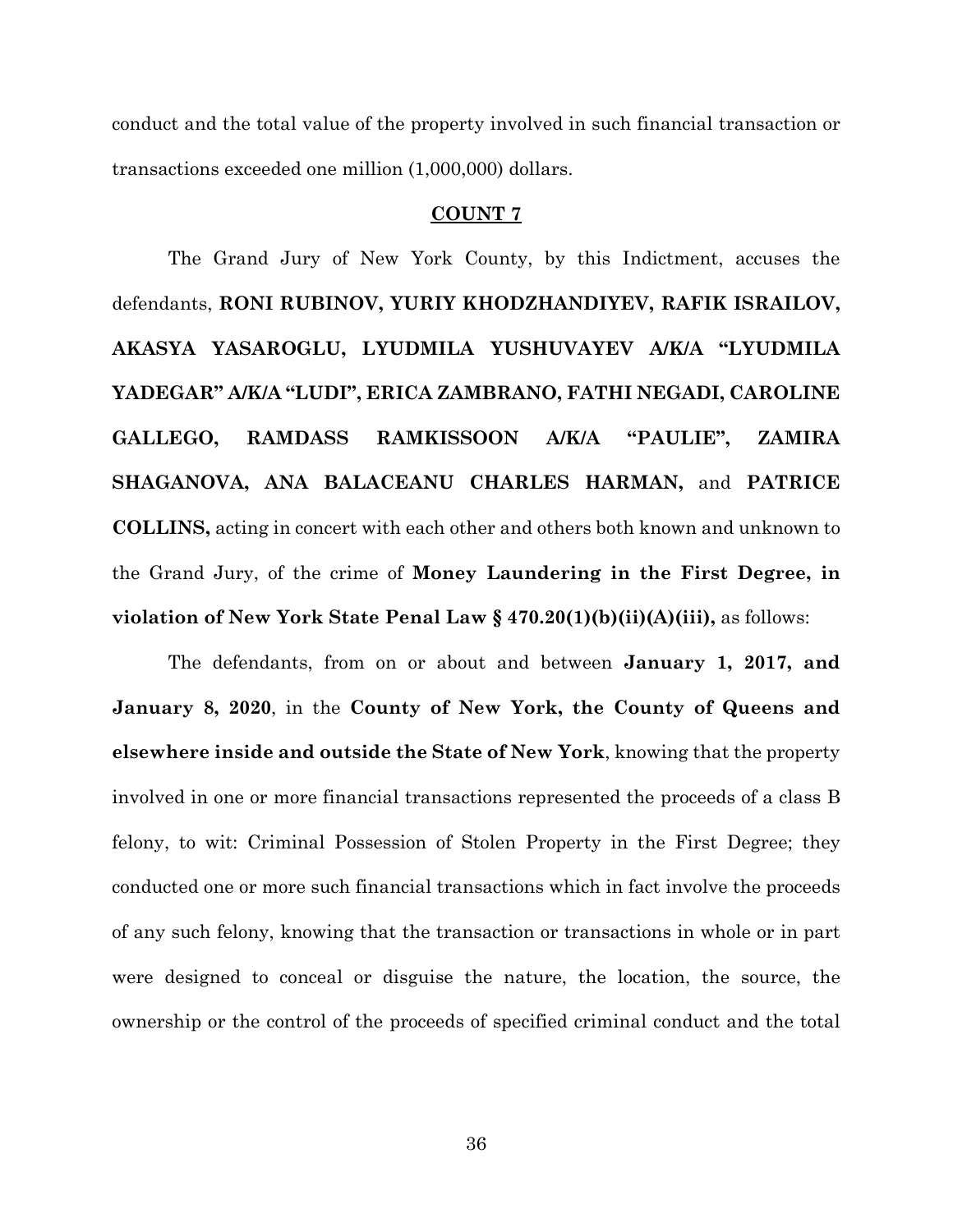conduct and the total value of the property involved in such financial transaction or transactions exceeded one million (1,000,000) dollars.

**COUNT 7**

The Grand Jury of New York County, by this Indictment, accuses the defendants, **RONI RUBINOV, YURIY KHODZHANDIYEV, RAFIK ISRAILOV, AKASYA YASAROGLU, LYUDMILA YUSHUVAYEV A/K/A "LYUDMILA YADEGAR" A/K/A "LUDI", ERICA ZAMBRANO, FATHI NEGADI, CAROLINE GALLEGO, RAMDASS RAMKISSOON A/K/A "PAULIE", ZAMIRA SHAGANOVA, ANA BALACEANU CHARLES HARMAN,** and **PATRICE COLLINS,** acting in concert with each other and others both known and unknown to the Grand Jury, of the crime of **Money Laundering in the First Degree, in violation of New York State Penal Law § 470.20(1)(b)(ii)(A)(iii),** as follows:

The defendants, from on or about and between **January 1, 2017, and January 8, 2020**, in the **County of New York, the County of Queens and elsewhere inside and outside the State of New York**, knowing that the property involved in one or more financial transactions represented the proceeds of a class B felony, to wit: Criminal Possession of Stolen Property in the First Degree; they conducted one or more such financial transactions which in fact involve the proceeds of any such felony, knowing that the transaction or transactions in whole or in part were designed to conceal or disguise the nature, the location, the source, the ownership or the control of the proceeds of specified criminal conduct and the total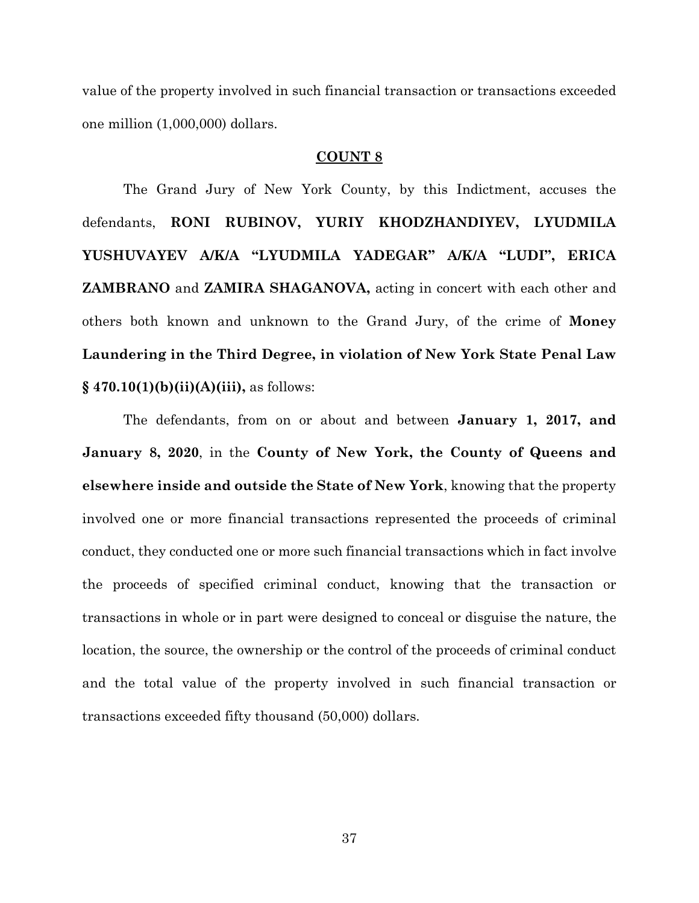value of the property involved in such financial transaction or transactions exceeded one million (1,000,000) dollars.

## COUNT 8

The Grand Jury of New York County, by this Indictment, accuses the defendants, **RONI RUBINOV, YURIY KHODZHANDIYEV, LYUDMILA YUSHUVAYEV A/K/A "LYUDMILA YADEGAR" A/K/A "LUDI", ERICA ZAMBRANO** and **ZAMIRA SHAGANOVA,** acting in concert with each other and others both known and unknown to the Grand Jury, of the crime of **Money Laundering in the Third Degree, in violation of New York State Penal Law § 470.10(1)(b)(ii)(A)(iii),** as follows:

The defendants, from on or about and between **January 1, 2017, and January 8, 2020**, in the **County of New York, the County of Queens and elsewhere inside and outside the State of New York**, knowing that the property involved one or more financial transactions represented the proceeds of criminal conduct, they conducted one or more such financial transactions which in fact involve the proceeds of specified criminal conduct, knowing that the transaction or transactions in whole or in part were designed to conceal or disguise the nature, the location, the source, the ownership or the control of the proceeds of criminal conduct and the total value of the property involved in such financial transaction or transactions exceeded fifty thousand (50,000) dollars.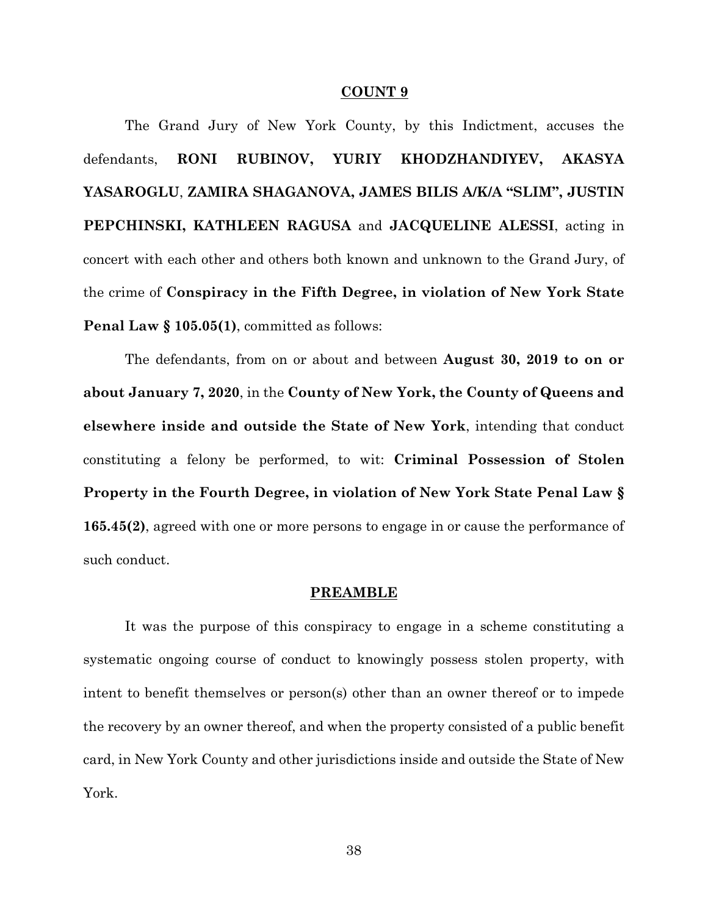## COUNT 9

The Grand Jury of New York County, by this Indictment, accuses the defendants, **RONI RUBINOV, YURIY KHODZHANDIYEV, AKASYA YASAROGLU**, **ZAMIRA SHAGANOVA, JAMES BILIS A/K/A "SLIM", JUSTIN PEPCHINSKI, KATHLEEN RAGUSA** and **JACQUELINE ALESSI**, acting in concert with each other and others both known and unknown to the Grand Jury, of the crime of **Conspiracy in the Fifth Degree, in violation of New York State Penal Law § 105.05(1)**, committed as follows:

The defendants, from on or about and between **August 30, 2019 to on or about January 7, 2020**, in the **County of New York, the County of Queens and elsewhere inside and outside the State of New York**, intending that conduct constituting a felony be performed, to wit: **Criminal Possession of Stolen Property in the Fourth Degree, in violation of New York State Penal Law § 165.45(2)**, agreed with one or more persons to engage in or cause the performance of such conduct.

## PREAMBLE

It was the purpose of this conspiracy to engage in a scheme constituting a systematic ongoing course of conduct to knowingly possess stolen property, with intent to benefit themselves or person(s) other than an owner thereof or to impede the recovery by an owner thereof, and when the property consisted of a public benefit card, in New York County and other jurisdictions inside and outside the State of New York.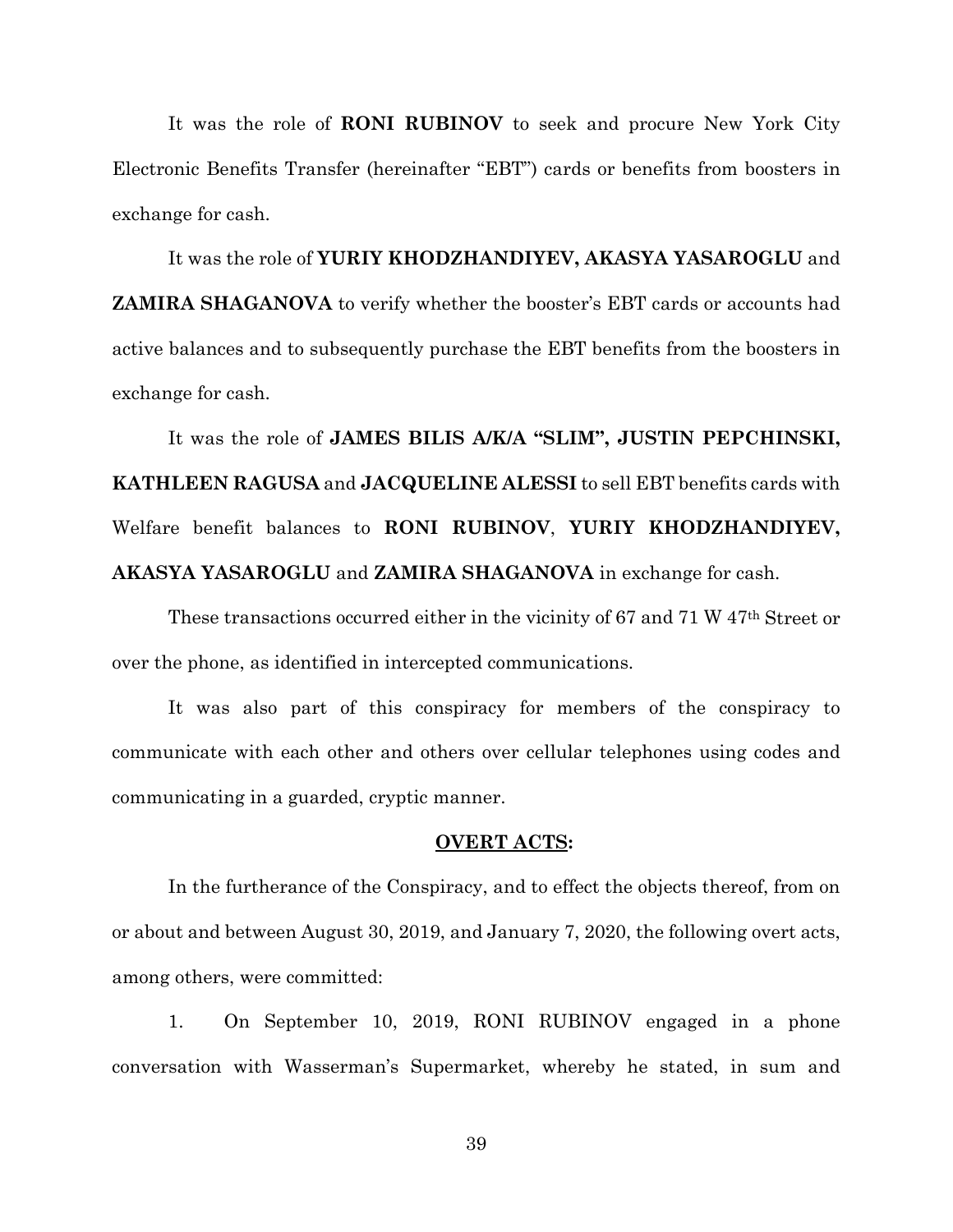It was the role of **RONI RUBINOV** to seek and procure New York City Electronic Benefits Transfer (hereinafter "EBT") cards or benefits from boosters in exchange for cash.

It was the role of **YURIY KHODZHANDIYEV, AKASYA YASAROGLU** and **ZAMIRA SHAGANOVA** to verify whether the booster's EBT cards or accounts had active balances and to subsequently purchase the EBT benefits from the boosters in exchange for cash.

It was the role of **JAMES BILIS A/K/A "SLIM", JUSTIN PEPCHINSKI, KATHLEEN RAGUSA** and **JACQUELINE ALESSI** to sell EBT benefits cards with Welfare benefit balances to **RONI RUBINOV**, **YURIY KHODZHANDIYEV, AKASYA YASAROGLU** and **ZAMIRA SHAGANOVA** in exchange for cash.

These transactions occurred either in the vicinity of 67 and 71 W 47th Street or over the phone, as identified in intercepted communications.

It was also part of this conspiracy for members of the conspiracy to communicate with each other and others over cellular telephones using codes and communicating in a guarded, cryptic manner.

**OVERT ACTS:**

In the furtherance of the Conspiracy, and to effect the objects thereof, from on or about and between August 30, 2019, and January 7, 2020, the following overt acts, among others, were committed:

1. On September 10, 2019, RONI RUBINOV engaged in a phone conversation with Wasserman's Supermarket, whereby he stated, in sum and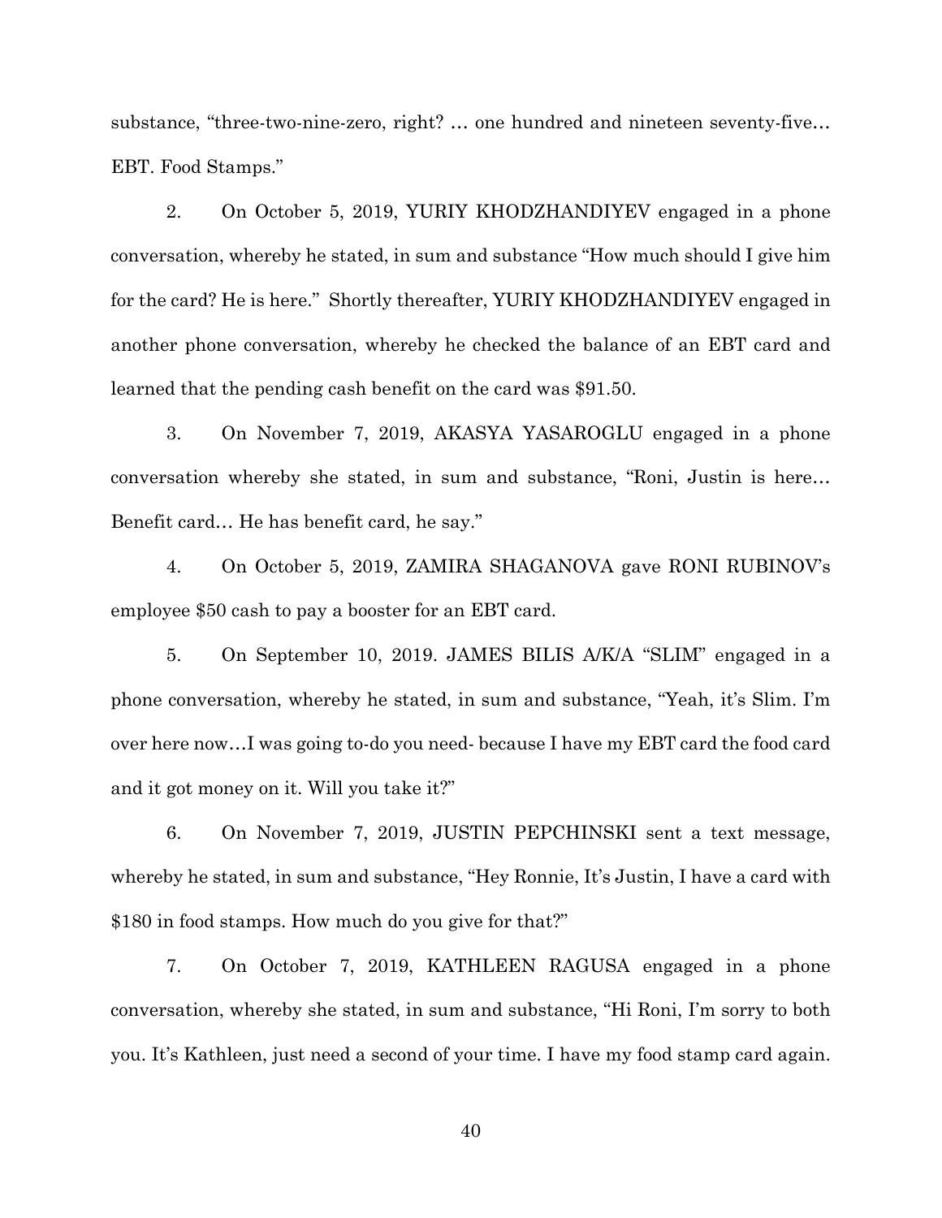substance, "three-two-nine-zero, right? … one hundred and nineteen seventy-five… EBT. Food Stamps."

2. On October 5, 2019, YURIY KHODZHANDIYEV engaged in a phone conversation, whereby he stated, in sum and substance "How much should I give him for the card? He is here." Shortly thereafter, YURIY KHODZHANDIYEV engaged in another phone conversation, whereby he checked the balance of an EBT card and learned that the pending cash benefit on the card was $91.50.

3. On November 7, 2019, AKASYA YASAROGLU engaged in a phone conversation whereby she stated, in sum and substance, "Roni, Justin is here… Benefit card… He has benefit card, he say."

4. On October 5, 2019, ZAMIRA SHAGANOVA gave RONI RUBINOV's employee $50 cash to pay a booster for an EBT card.

5. On September 10, 2019. JAMES BILIS A/K/A "SLIM" engaged in a phone conversation, whereby he stated, in sum and substance, "Yeah, it's Slim. I'm over here now…I was going to-do you need- because I have my EBT card the food card and it got money on it. Will you take it?"

6. On November 7, 2019, JUSTIN PEPCHINSKI sent a text message, whereby he stated, in sum and substance, "Hey Ronnie, It's Justin, I have a card with $180 in food stamps. How much do you give for that?"

7. On October 7, 2019, KATHLEEN RAGUSA engaged in a phone conversation, whereby she stated, in sum and substance, "Hi Roni, I'm sorry to both you. It's Kathleen, just need a second of your time. I have my food stamp card again.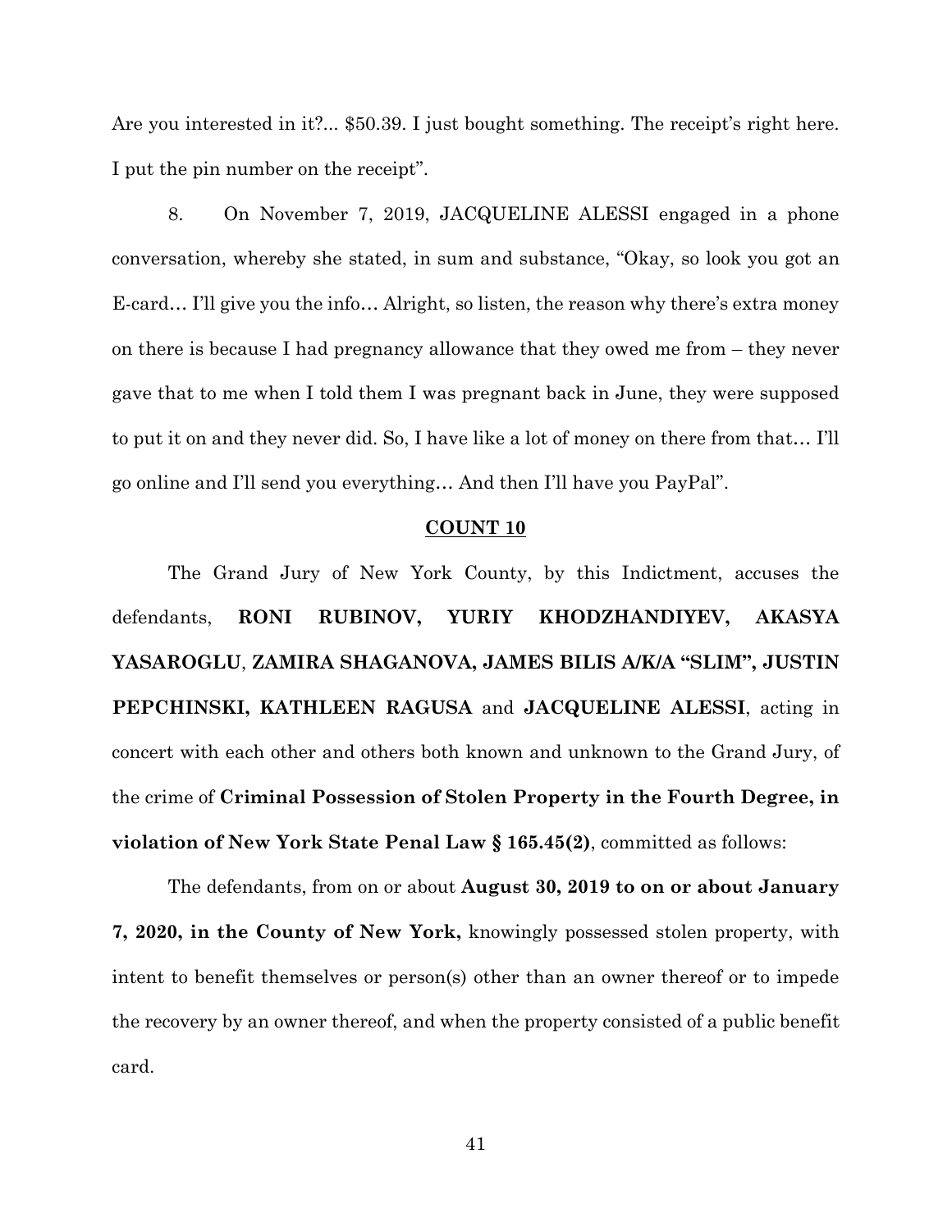Are you interested in it?... $50.39. I just bought something. The receipt's right here. I put the pin number on the receipt".

8. On November 7, 2019, JACQUELINE ALESSI engaged in a phone conversation, whereby she stated, in sum and substance, "Okay, so look you got an E-card… I'll give you the info… Alright, so listen, the reason why there's extra money on there is because I had pregnancy allowance that they owed me from – they never gave that to me when I told them I was pregnant back in June, they were supposed to put it on and they never did. So, I have like a lot of money on there from that… I'll go online and I'll send you everything… And then I'll have you PayPal".

## COUNT 10

The Grand Jury of New York County, by this Indictment, accuses the defendants, **RONI RUBINOV, YURIY KHODZHANDIYEV, AKASYA YASAROGLU**, **ZAMIRA SHAGANOVA, JAMES BILIS A/K/A "SLIM", JUSTIN PEPCHINSKI, KATHLEEN RAGUSA** and **JACQUELINE ALESSI**, acting in concert with each other and others both known and unknown to the Grand Jury, of the crime of **Criminal Possession of Stolen Property in the Fourth Degree, in violation of New York State Penal Law § 165.45(2)**, committed as follows:

The defendants, from on or about **August 30, 2019 to on or about January 7, 2020, in the County of New York,** knowingly possessed stolen property, with intent to benefit themselves or person(s) other than an owner thereof or to impede the recovery by an owner thereof, and when the property consisted of a public benefit card.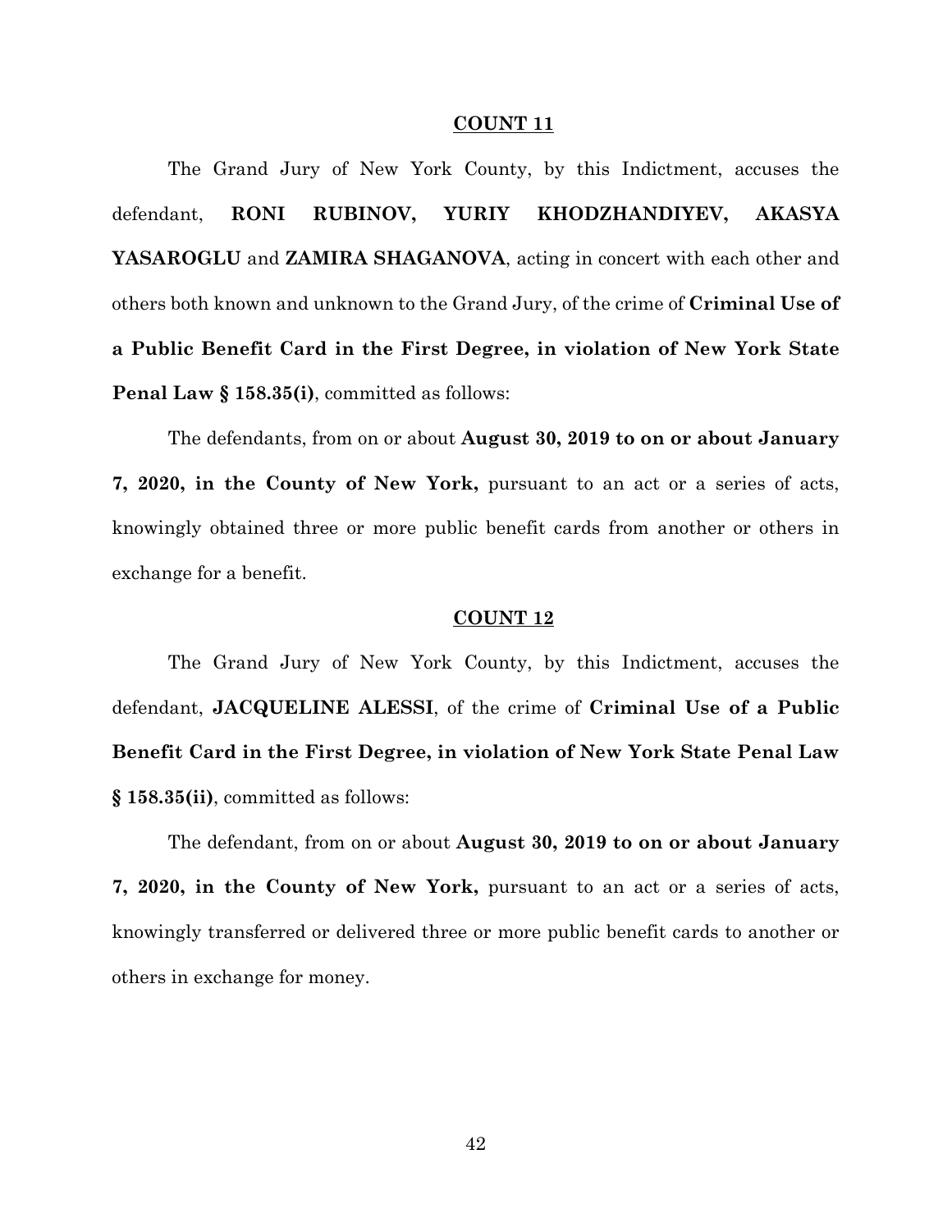**COUNT 11**

The Grand Jury of New York County, by this Indictment, accuses the defendant, **RONI RUBINOV, YURIY KHODZHANDIYEV, AKASYA YASAROGLU** and **ZAMIRA SHAGANOVA**, acting in concert with each other and others both known and unknown to the Grand Jury, of the crime of **Criminal Use of a Public Benefit Card in the First Degree, in violation of New York State Penal Law § 158.35(i)**, committed as follows:

The defendants, from on or about **August 30, 2019 to on or about January 7, 2020, in the County of New York,** pursuant to an act or a series of acts, knowingly obtained three or more public benefit cards from another or others in exchange for a benefit.

**COUNT 12**

The Grand Jury of New York County, by this Indictment, accuses the defendant, **JACQUELINE ALESSI**, of the crime of **Criminal Use of a Public Benefit Card in the First Degree, in violation of New York State Penal Law § 158.35(ii)**, committed as follows:

The defendant, from on or about **August 30, 2019 to on or about January 7, 2020, in the County of New York,** pursuant to an act or a series of acts, knowingly transferred or delivered three or more public benefit cards to another or others in exchange for money.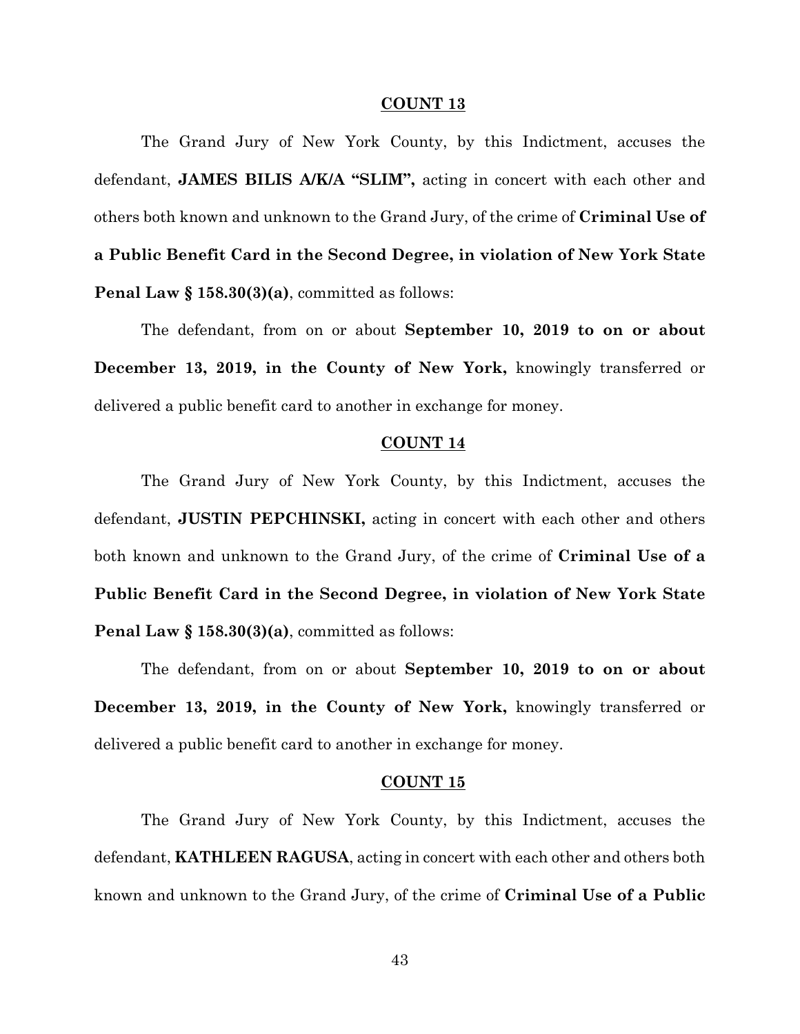**COUNT 13**

The Grand Jury of New York County, by this Indictment, accuses the defendant, **JAMES BILIS A/K/A "SLIM",** acting in concert with each other and others both known and unknown to the Grand Jury, of the crime of **Criminal Use of a Public Benefit Card in the Second Degree, in violation of New York State Penal Law § 158.30(3)(a)**, committed as follows:

The defendant, from on or about **September 10, 2019 to on or about December 13, 2019, in the County of New York,** knowingly transferred or delivered a public benefit card to another in exchange for money.

**COUNT 14**

The Grand Jury of New York County, by this Indictment, accuses the defendant, **JUSTIN PEPCHINSKI,** acting in concert with each other and others both known and unknown to the Grand Jury, of the crime of **Criminal Use of a Public Benefit Card in the Second Degree, in violation of New York State Penal Law § 158.30(3)(a)**, committed as follows:

The defendant, from on or about **September 10, 2019 to on or about December 13, 2019, in the County of New York,** knowingly transferred or delivered a public benefit card to another in exchange for money.

**COUNT 15**

The Grand Jury of New York County, by this Indictment, accuses the defendant, **KATHLEEN RAGUSA**, acting in concert with each other and others both known and unknown to the Grand Jury, of the crime of **Criminal Use of a Public**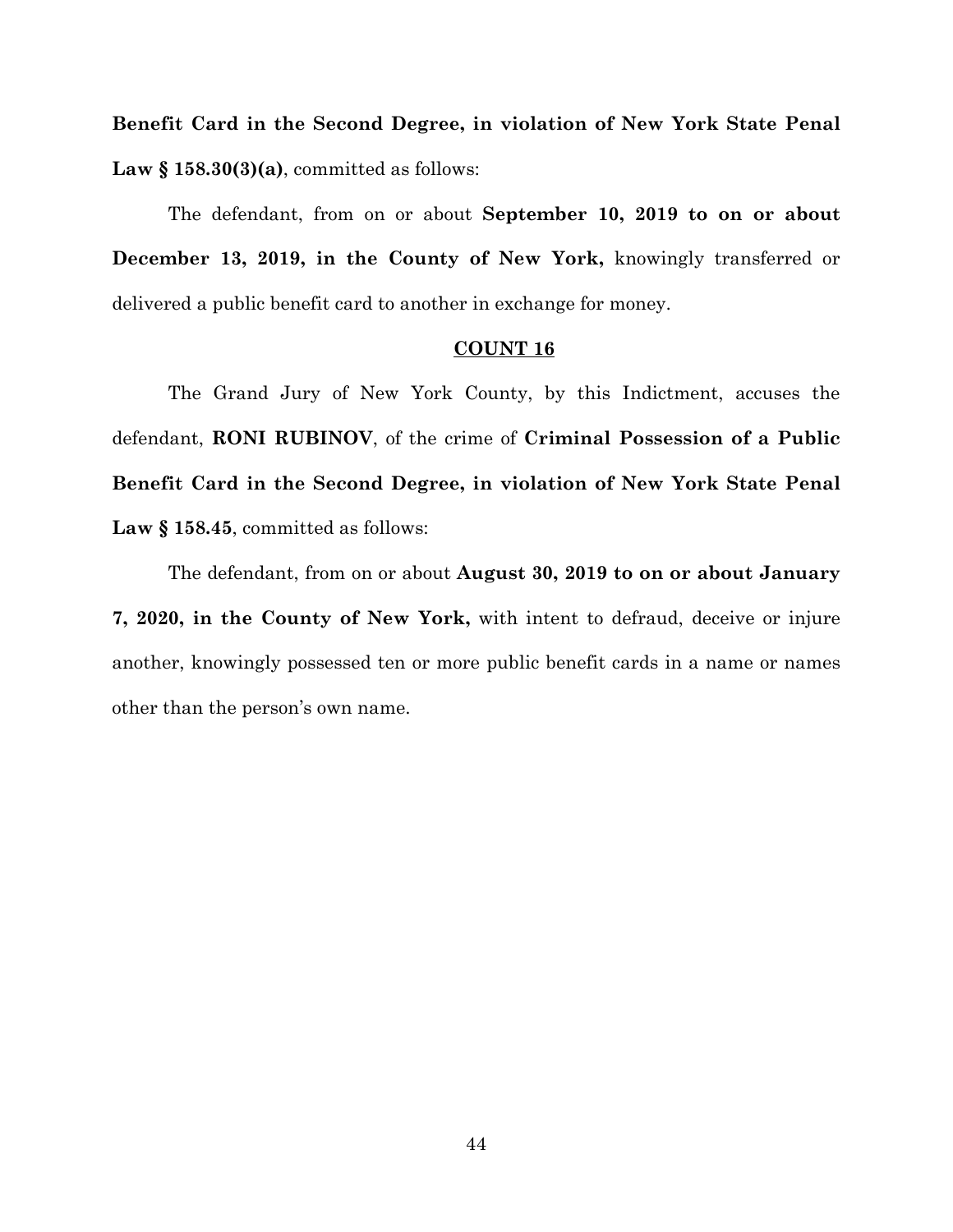**Benefit Card in the Second Degree, in violation of New York State Penal Law § 158.30(3)(a)**, committed as follows:

The defendant, from on or about **September 10, 2019 to on or about December 13, 2019, in the County of New York,** knowingly transferred or delivered a public benefit card to another in exchange for money.

## COUNT 16

The Grand Jury of New York County, by this Indictment, accuses the defendant, **RONI RUBINOV**, of the crime of **Criminal Possession of a Public Benefit Card in the Second Degree, in violation of New York State Penal Law § 158.45**, committed as follows:

The defendant, from on or about **August 30, 2019 to on or about January 7, 2020, in the County of New York,** with intent to defraud, deceive or injure another, knowingly possessed ten or more public benefit cards in a name or names other than the person's own name.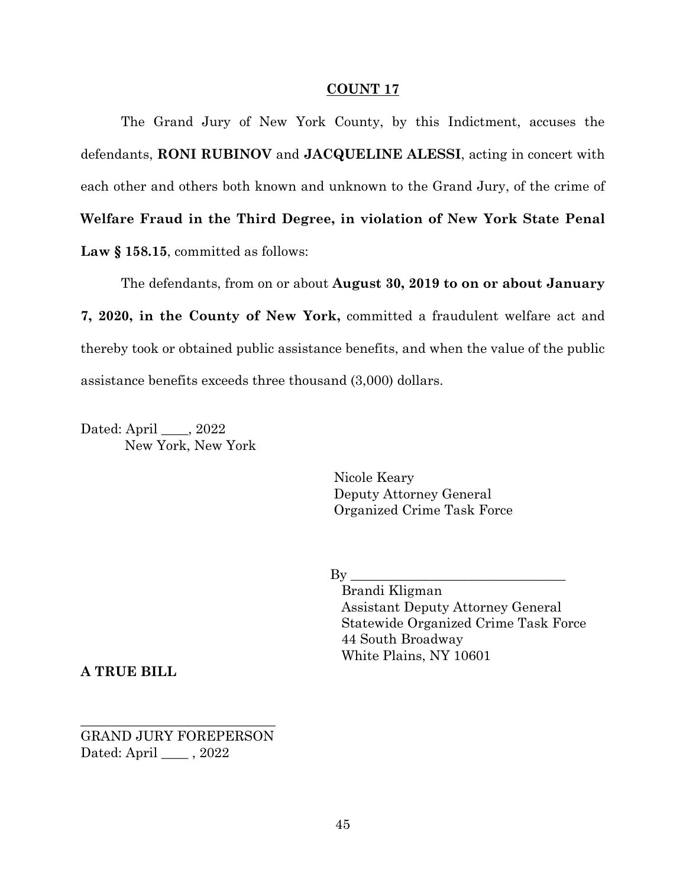**COUNT 17**

The Grand Jury of New York County, by this Indictment, accuses the defendants, **RONI RUBINOV** and **JACQUELINE ALESSI**, acting in concert with each other and others both known and unknown to the Grand Jury, of the crime of **Welfare Fraud in the Third Degree, in violation of New York State Penal Law § 158.15**, committed as follows:

The defendants, from on or about **August 30, 2019 to on or about January 7, 2020, in the County of New York,** committed a fraudulent welfare act and thereby took or obtained public assistance benefits, and when the value of the public assistance benefits exceeds three thousand (3,000) dollars.

Dated: April ____, 2022
New York, New York

Nicole Keary
Deputy Attorney General
Organized Crime Task Force

By ________________________________
Brandi Kligman
Assistant Deputy Attorney General
Statewide Organized Crime Task Force
44 South Broadway
White Plains, NY 10601

**A TRUE BILL**

____________________________
GRAND JURY FOREPERSON
Dated: April ____ , 2022